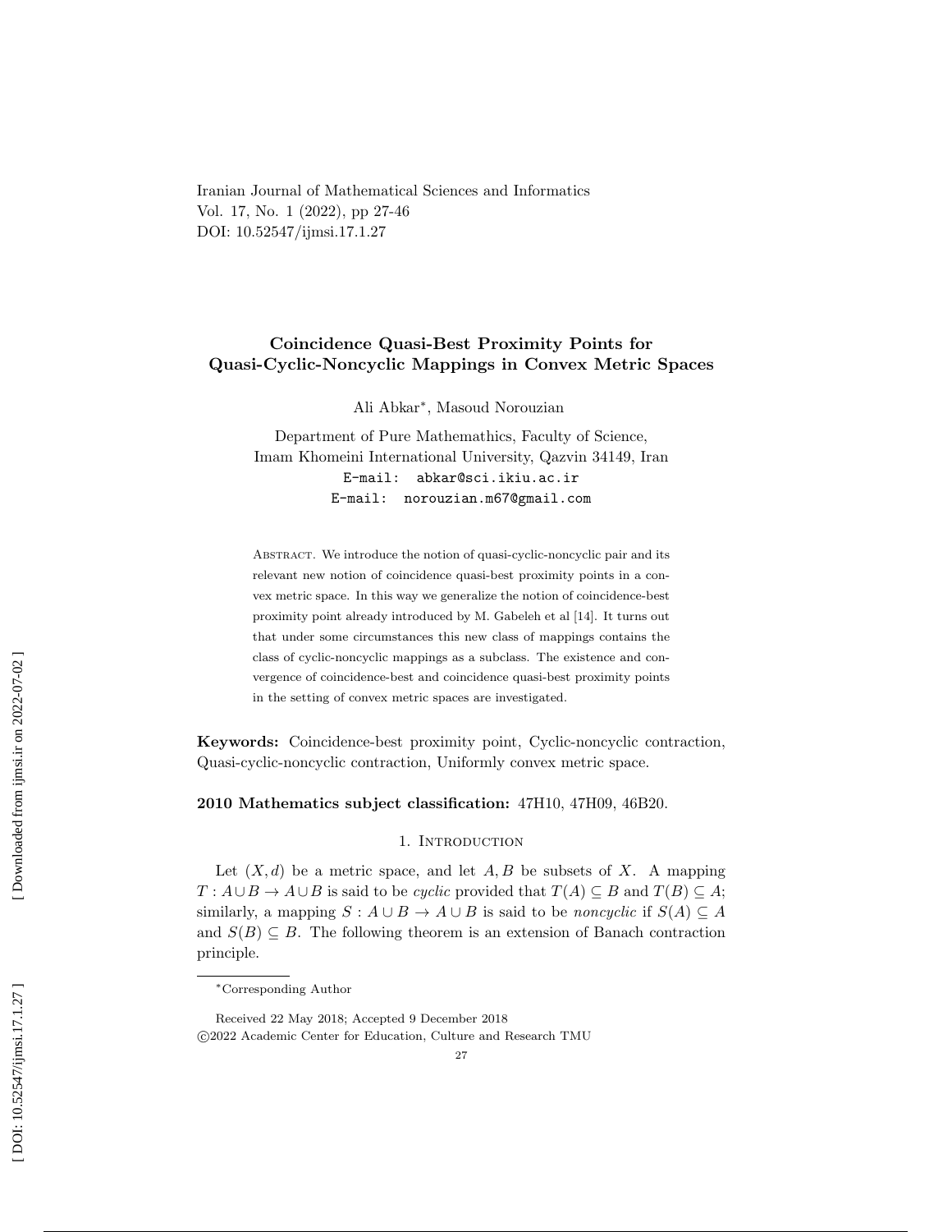Iranian Journal of Mathematical Sciences and Informatics
Vol. 17, No. 1 (2022), pp 27-46
DOI: 10.52547/ijmsi.17.1.27

# Coincidence Quasi-Best Proximity Points for Quasi-Cyclic-Noncyclic Mappings in Convex Metric Spaces

Ali Abkar*, Masoud Norouzian

Department of Pure Mathemathics, Faculty of Science,
Imam Khomeini International University, Qazvin 34149, Iran
E-mail: abkar@sci.ikiu.ac.ir
E-mail: norouzian.m67@gmail.com

Abstract. We introduce the notion of quasi-cyclic-noncyclic pair and its relevant new notion of coincidence quasi-best proximity points in a convex metric space. In this way we generalize the notion of coincidence-best proximity point already introduced by M. Gabeleh et al [14]. It turns out that under some circumstances this new class of mappings contains the class of cyclic-noncyclic mappings as a subclass. The existence and convergence of coincidence-best and coincidence quasi-best proximity points in the setting of convex metric spaces are investigated.

**Keywords:** Coincidence-best proximity point, Cyclic-noncyclic contraction, Quasi-cyclic-noncyclic contraction, Uniformly convex metric space.

**2010 Mathematics subject classification:** 47H10, 47H09, 46B20.

## 1. Introduction

Let $(X, d)$ be a metric space, and let $A, B$ be subsets of $X$. A mapping $T : A \cup B \to A \cup B$ is said to be *cyclic* provided that $T(A) \subseteq B$ and $T(B) \subseteq A$; similarly, a mapping $S : A \cup B \to A \cup B$ is said to be *noncyclic* if $S(A) \subseteq A$ and $S(B) \subseteq B$. The following theorem is an extension of Banach contraction principle.

*Corresponding Author

Received 22 May 2018; Accepted 9 December 2018
©2022 Academic Center for Education, Culture and Research TMU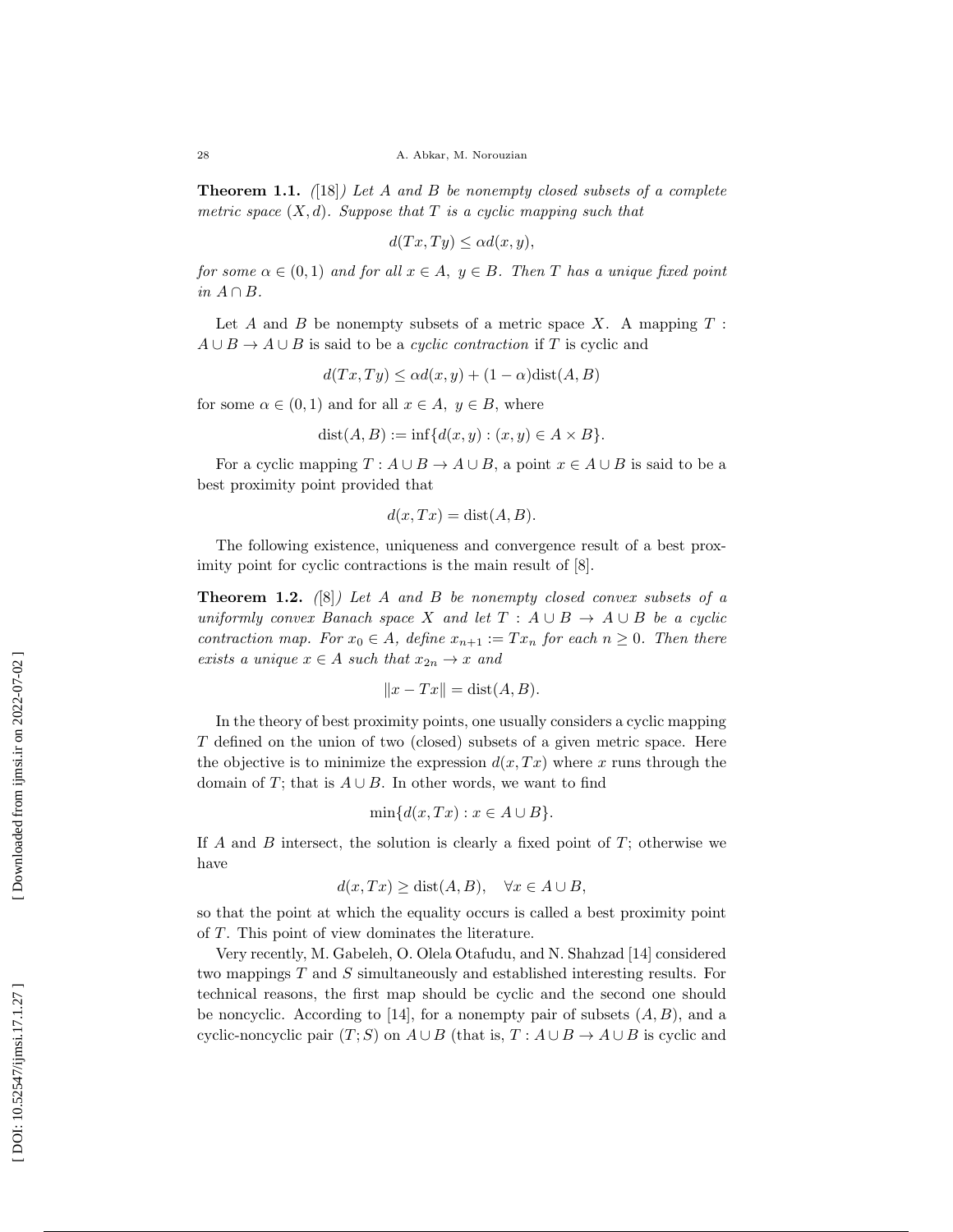**Theorem 1.1.** *([18]) Let $A$ and $B$ be nonempty closed subsets of a complete metric space $(X,d)$. Suppose that $T$ is a cyclic mapping such that*

$$d(Tx,Ty) \leq \alpha d(x,y),$$

*for some $\alpha \in (0,1)$ and for all $x \in A,\ y \in B$. Then $T$ has a unique fixed point in $A \cap B$.*

Let $A$ and $B$ be nonempty subsets of a metric space $X$. A mapping $T : A \cup B \to A \cup B$ is said to be a *cyclic contraction* if $T$ is cyclic and

$$d(Tx,Ty) \leq \alpha d(x,y) + (1-\alpha)\text{dist}(A,B)$$

for some $\alpha \in (0,1)$ and for all $x \in A,\ y \in B$, where

$$\text{dist}(A,B) := \inf\{d(x,y) : (x,y) \in A \times B\}.$$

For a cyclic mapping $T : A \cup B \to A \cup B$, a point $x \in A \cup B$ is said to be a best proximity point provided that

$$d(x,Tx) = \text{dist}(A,B).$$

The following existence, uniqueness and convergence result of a best proximity point for cyclic contractions is the main result of [8].

**Theorem 1.2.** *([8]) Let $A$ and $B$ be nonempty closed convex subsets of a uniformly convex Banach space $X$ and let $T : A \cup B \to A \cup B$ be a cyclic contraction map. For $x_0 \in A$, define $x_{n+1} := Tx_n$ for each $n \geq 0$. Then there exists a unique $x \in A$ such that $x_{2n} \to x$ and*

$$\|x - Tx\| = \text{dist}(A,B).$$

In the theory of best proximity points, one usually considers a cyclic mapping $T$ defined on the union of two (closed) subsets of a given metric space. Here the objective is to minimize the expression $d(x,Tx)$ where $x$ runs through the domain of $T$; that is $A \cup B$. In other words, we want to find

$$\min\{d(x,Tx) : x \in A \cup B\}.$$

If $A$ and $B$ intersect, the solution is clearly a fixed point of $T$; otherwise we have

$$d(x,Tx) \geq \text{dist}(A,B), \quad \forall x \in A \cup B,$$

so that the point at which the equality occurs is called a best proximity point of $T$. This point of view dominates the literature.

Very recently, M. Gabeleh, O. Olela Otafudu, and N. Shahzad [14] considered two mappings $T$ and $S$ simultaneously and established interesting results. For technical reasons, the first map should be cyclic and the second one should be noncyclic. According to [14], for a nonempty pair of subsets $(A,B)$, and a cyclic-noncyclic pair $(T;S)$ on $A \cup B$ (that is, $T : A \cup B \to A \cup B$ is cyclic and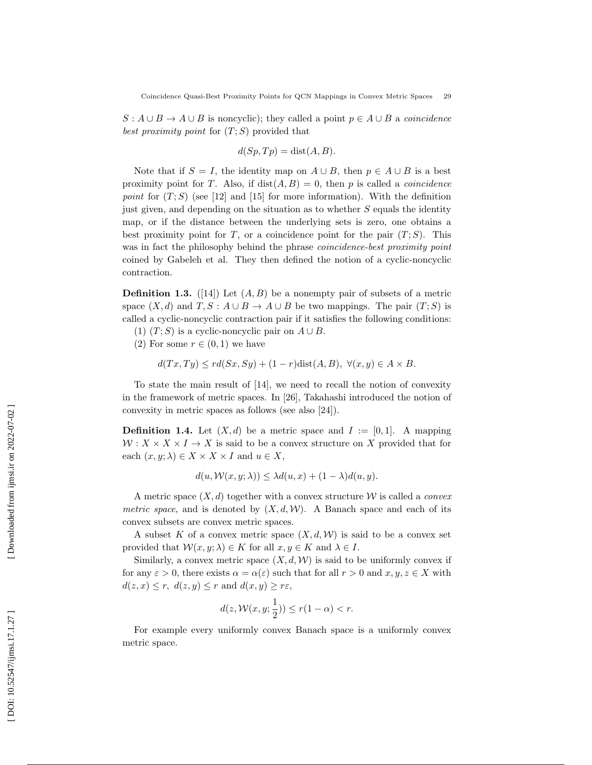$S : A \cup B \to A \cup B$ is noncyclic); they called a point $p \in A \cup B$ a *coincidence best proximity point* for $(T; S)$ provided that

$$d(Sp, Tp) = \text{dist}(A, B).$$

Note that if $S = I$, the identity map on $A \cup B$, then $p \in A \cup B$ is a best proximity point for $T$. Also, if $\text{dist}(A, B) = 0$, then $p$ is called a *coincidence point* for $(T; S)$ (see [12] and [15] for more information). With the definition just given, and depending on the situation as to whether $S$ equals the identity map, or if the distance between the underlying sets is zero, one obtains a best proximity point for $T$, or a coincidence point for the pair $(T; S)$. This was in fact the philosophy behind the phrase *coincidence-best proximity point* coined by Gabeleh et al. They then defined the notion of a cyclic-noncyclic contraction.

**Definition 1.3.** ([14]) Let $(A, B)$ be a nonempty pair of subsets of a metric space $(X, d)$ and $T, S : A \cup B \to A \cup B$ be two mappings. The pair $(T; S)$ is called a cyclic-noncyclic contraction pair if it satisfies the following conditions:
(1) $(T; S)$ is a cyclic-noncyclic pair on $A \cup B$.
(2) For some $r \in (0, 1)$ we have

$$d(Tx, Ty) \leq r d(Sx, Sy) + (1 - r)\text{dist}(A, B), \ \forall (x, y) \in A \times B.$$

To state the main result of [14], we need to recall the notion of convexity in the framework of metric spaces. In [26], Takahashi introduced the notion of convexity in metric spaces as follows (see also [24]).

**Definition 1.4.** Let $(X, d)$ be a metric space and $I := [0, 1]$. A mapping $\mathcal{W} : X \times X \times I \to X$ is said to be a convex structure on $X$ provided that for each $(x, y; \lambda) \in X \times X \times I$ and $u \in X$,

$$d(u, \mathcal{W}(x, y; \lambda)) \leq \lambda d(u, x) + (1 - \lambda)d(u, y).$$

A metric space $(X, d)$ together with a convex structure $\mathcal{W}$ is called a *convex metric space*, and is denoted by $(X, d, \mathcal{W})$. A Banach space and each of its convex subsets are convex metric spaces.

A subset $K$ of a convex metric space $(X, d, \mathcal{W})$ is said to be a convex set provided that $\mathcal{W}(x, y; \lambda) \in K$ for all $x, y \in K$ and $\lambda \in I$.

Similarly, a convex metric space $(X, d, \mathcal{W})$ is said to be uniformly convex if for any $\varepsilon > 0$, there exists $\alpha = \alpha(\varepsilon)$ such that for all $r > 0$ and $x, y, z \in X$ with $d(z, x) \leq r$, $d(z, y) \leq r$ and $d(x, y) \geq r\varepsilon$,

$$d(z, \mathcal{W}(x, y; \frac{1}{2})) \leq r(1 - \alpha) < r.$$

For example every uniformly convex Banach space is a uniformly convex metric space.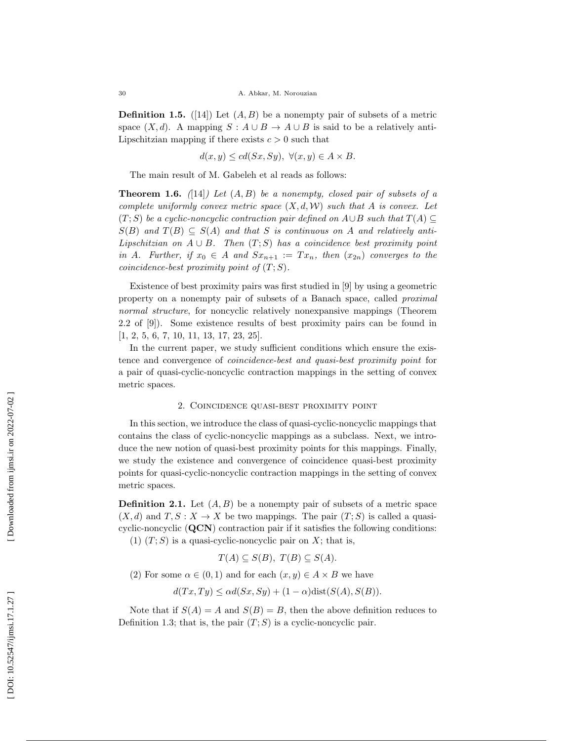**Definition 1.5.** ([14]) Let $(A, B)$ be a nonempty pair of subsets of a metric space $(X, d)$. A mapping $S : A \cup B \to A \cup B$ is said to be a relatively anti-Lipschitzian mapping if there exists $c > 0$ such that

$$d(x, y) \leq cd(Sx, Sy), \ \forall (x, y) \in A \times B.$$

The main result of M. Gabeleh et al reads as follows:

**Theorem 1.6.** *([14]) Let $(A, B)$ be a nonempty, closed pair of subsets of a complete uniformly convex metric space $(X, d, \mathcal{W})$ such that $A$ is convex. Let $(T; S)$ be a cyclic-noncyclic contraction pair defined on $A \cup B$ such that $T(A) \subseteq S(B)$ and $T(B) \subseteq S(A)$ and that $S$ is continuous on $A$ and relatively anti-Lipschitzian on $A \cup B$. Then $(T; S)$ has a coincidence best proximity point in $A$. Further, if $x_0 \in A$ and $Sx_{n+1} := Tx_n$, then $(x_{2n})$ converges to the coincidence-best proximity point of $(T; S)$.*

Existence of best proximity pairs was first studied in [9] by using a geometric property on a nonempty pair of subsets of a Banach space, called *proximal normal structure*, for noncyclic relatively nonexpansive mappings (Theorem 2.2 of [9]). Some existence results of best proximity pairs can be found in [1, 2, 5, 6, 7, 10, 11, 13, 17, 23, 25].

In the current paper, we study sufficient conditions which ensure the existence and convergence of *coincidence-best and quasi-best proximity point* for a pair of quasi-cyclic-noncyclic contraction mappings in the setting of convex metric spaces.

## 2. Coincidence quasi-best proximity point

In this section, we introduce the class of quasi-cyclic-noncyclic mappings that contains the class of cyclic-noncyclic mappings as a subclass. Next, we introduce the new notion of quasi-best proximity points for this mappings. Finally, we study the existence and convergence of coincidence quasi-best proximity points for quasi-cyclic-noncyclic contraction mappings in the setting of convex metric spaces.

**Definition 2.1.** Let $(A, B)$ be a nonempty pair of subsets of a metric space $(X, d)$ and $T, S : X \to X$ be two mappings. The pair $(T; S)$ is called a quasi-cyclic-noncyclic (**QCN**) contraction pair if it satisfies the following conditions:

(1) $(T; S)$ is a quasi-cyclic-noncyclic pair on $X$; that is,

$$T(A) \subseteq S(B), \ T(B) \subseteq S(A).$$

(2) For some $\alpha \in (0, 1)$ and for each $(x, y) \in A \times B$ we have

$$d(Tx, Ty) \leq \alpha d(Sx, Sy) + (1 - \alpha)\text{dist}(S(A), S(B)).$$

Note that if $S(A) = A$ and $S(B) = B$, then the above definition reduces to Definition 1.3; that is, the pair $(T; S)$ is a cyclic-noncyclic pair.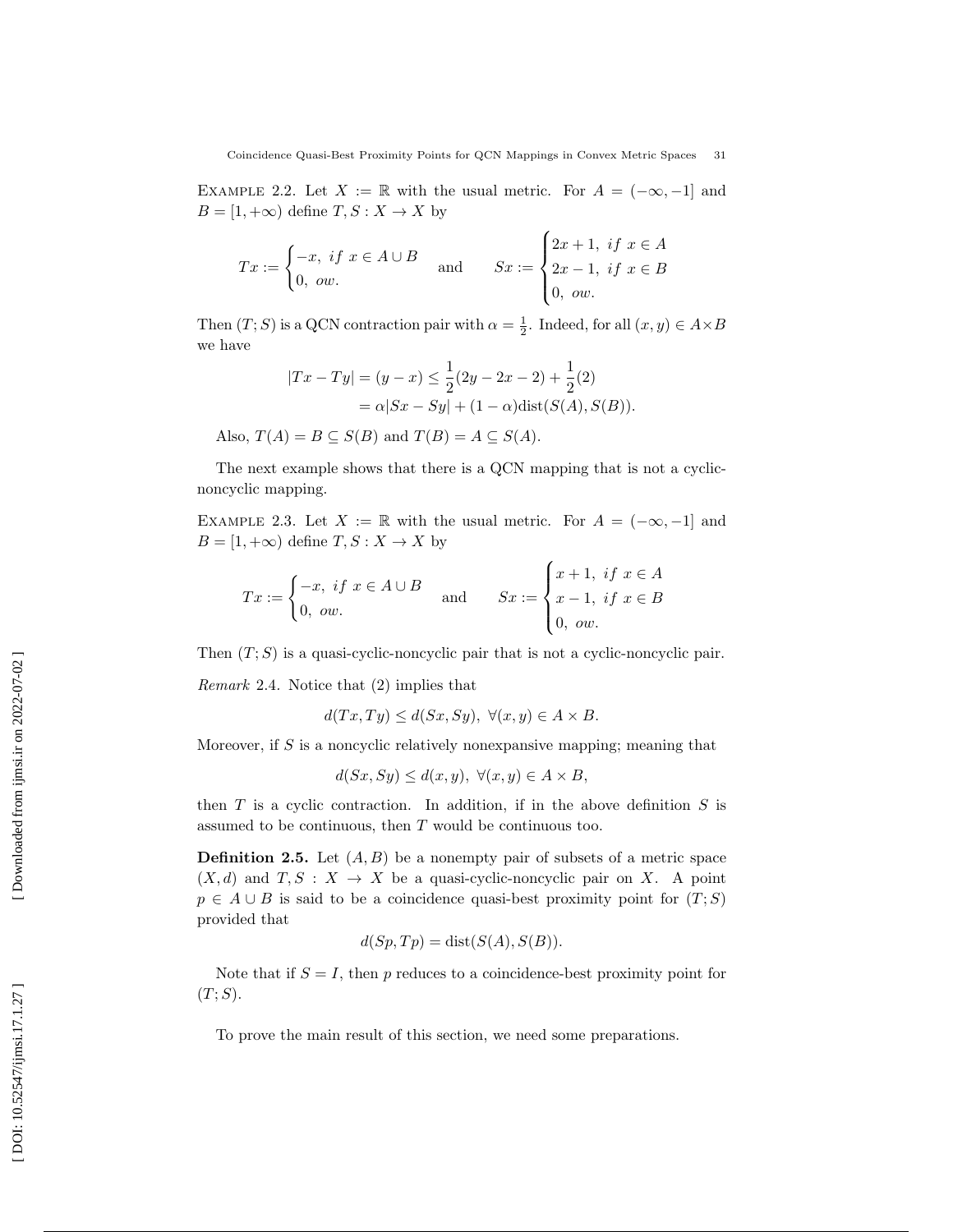Example 2.2. Let $X := \mathbb{R}$ with the usual metric. For $A = (-\infty, -1]$ and $B = [1, +\infty)$ define $T, S : X \to X$ by

$$Tx := \begin{cases} -x, & if\ x \in A \cup B \\ 0, & ow. \end{cases} \quad \text{and} \quad Sx := \begin{cases} 2x+1, & if\ x \in A \\ 2x-1, & if\ x \in B \\ 0, & ow. \end{cases}$$

Then $(T; S)$ is a QCN contraction pair with $\alpha = \frac{1}{2}$. Indeed, for all $(x, y) \in A \times B$ we have

$$\begin{aligned} |Tx - Ty| = (y - x) &\leq \frac{1}{2}(2y - 2x - 2) + \frac{1}{2}(2) \\ &= \alpha|Sx - Sy| + (1 - \alpha)\text{dist}(S(A), S(B)). \end{aligned}$$

Also, $T(A) = B \subseteq S(B)$ and $T(B) = A \subseteq S(A)$.

The next example shows that there is a QCN mapping that is not a cyclic-noncyclic mapping.

Example 2.3. Let $X := \mathbb{R}$ with the usual metric. For $A = (-\infty, -1]$ and $B = [1, +\infty)$ define $T, S : X \to X$ by

$$Tx := \begin{cases} -x, & if\ x \in A \cup B \\ 0, & ow. \end{cases} \quad \text{and} \quad Sx := \begin{cases} x+1, & if\ x \in A \\ x-1, & if\ x \in B \\ 0, & ow. \end{cases}$$

Then $(T; S)$ is a quasi-cyclic-noncyclic pair that is not a cyclic-noncyclic pair.

*Remark* 2.4. Notice that (2) implies that

$$d(Tx, Ty) \leq d(Sx, Sy), \ \forall (x, y) \in A \times B.$$

Moreover, if $S$ is a noncyclic relatively nonexpansive mapping; meaning that

$$d(Sx, Sy) \leq d(x, y), \ \forall (x, y) \in A \times B,$$

then $T$ is a cyclic contraction. In addition, if in the above definition $S$ is assumed to be continuous, then $T$ would be continuous too.

**Definition 2.5.** Let $(A, B)$ be a nonempty pair of subsets of a metric space $(X, d)$ and $T, S : X \to X$ be a quasi-cyclic-noncyclic pair on $X$. A point $p \in A \cup B$ is said to be a coincidence quasi-best proximity point for $(T; S)$ provided that

$$d(Sp, Tp) = \text{dist}(S(A), S(B)).$$

Note that if $S = I$, then $p$ reduces to a coincidence-best proximity point for $(T; S)$.

To prove the main result of this section, we need some preparations.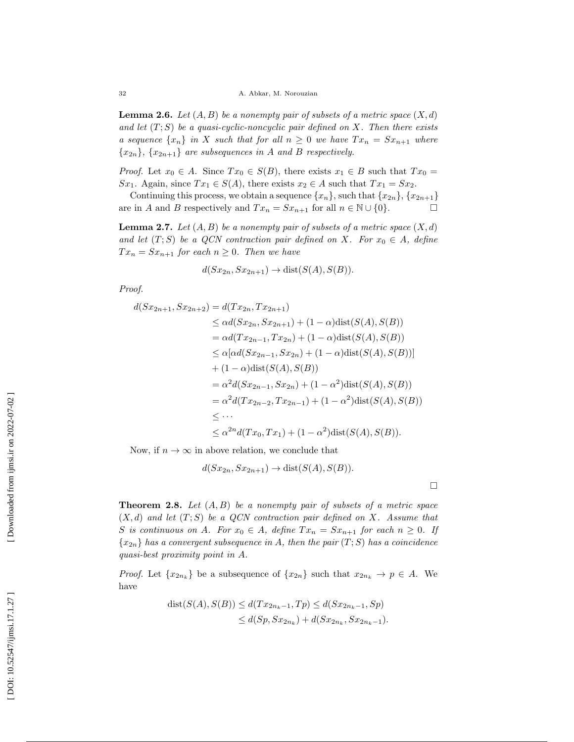**Lemma 2.6.** *Let $(A, B)$ be a nonempty pair of subsets of a metric space $(X, d)$ and let $(T; S)$ be a quasi-cyclic-noncyclic pair defined on $X$. Then there exists a sequence $\{x_n\}$ in $X$ such that for all $n \geq 0$ we have $Tx_n = Sx_{n+1}$ where $\{x_{2n}\}$, $\{x_{2n+1}\}$ are subsequences in $A$ and $B$ respectively.*

*Proof.* Let $x_0 \in A$. Since $Tx_0 \in S(B)$, there exists $x_1 \in B$ such that $Tx_0 = Sx_1$. Again, since $Tx_1 \in S(A)$, there exists $x_2 \in A$ such that $Tx_1 = Sx_2$.

Continuing this process, we obtain a sequence $\{x_n\}$, such that $\{x_{2n}\}$, $\{x_{2n+1}\}$ are in $A$ and $B$ respectively and $Tx_n = Sx_{n+1}$ for all $n \in \mathbb{N} \cup \{0\}$. □

**Lemma 2.7.** *Let $(A, B)$ be a nonempty pair of subsets of a metric space $(X, d)$ and let $(T; S)$ be a QCN contraction pair defined on $X$. For $x_0 \in A$, define $Tx_n = Sx_{n+1}$ for each $n \geq 0$. Then we have*

$$d(Sx_{2n}, Sx_{2n+1}) \to \text{dist}(S(A), S(B)).$$

*Proof.*

$$\begin{aligned}
d(Sx_{2n+1}, Sx_{2n+2}) &= d(Tx_{2n}, Tx_{2n+1}) \\
&\leq \alpha d(Sx_{2n}, Sx_{2n+1}) + (1-\alpha)\text{dist}(S(A), S(B)) \\
&= \alpha d(Tx_{2n-1}, Tx_{2n}) + (1-\alpha)\text{dist}(S(A), S(B)) \\
&\leq \alpha[\alpha d(Sx_{2n-1}, Sx_{2n}) + (1-\alpha)\text{dist}(S(A), S(B))] \\
&\quad + (1-\alpha)\text{dist}(S(A), S(B)) \\
&= \alpha^2 d(Sx_{2n-1}, Sx_{2n}) + (1-\alpha^2)\text{dist}(S(A), S(B)) \\
&= \alpha^2 d(Tx_{2n-2}, Tx_{2n-1}) + (1-\alpha^2)\text{dist}(S(A), S(B)) \\
&\leq \cdots \\
&\leq \alpha^{2n} d(Tx_0, Tx_1) + (1-\alpha^2)\text{dist}(S(A), S(B)).
\end{aligned}$$

Now, if $n \to \infty$ in above relation, we conclude that

$$d(Sx_{2n}, Sx_{2n+1}) \to \text{dist}(S(A), S(B)).$$

□

**Theorem 2.8.** *Let $(A, B)$ be a nonempty pair of subsets of a metric space $(X, d)$ and let $(T; S)$ be a QCN contraction pair defined on $X$. Assume that $S$ is continuous on $A$. For $x_0 \in A$, define $Tx_n = Sx_{n+1}$ for each $n \geq 0$. If $\{x_{2n}\}$ has a convergent subsequence in $A$, then the pair $(T; S)$ has a coincidence quasi-best proximity point in $A$.*

*Proof.* Let $\{x_{2n_k}\}$ be a subsequence of $\{x_{2n}\}$ such that $x_{2n_k} \to p \in A$. We have

$$\begin{aligned}
\text{dist}(S(A), S(B)) \leq d(Tx_{2n_k-1}, Tp) &\leq d(Sx_{2n_k-1}, Sp) \\
&\leq d(Sp, Sx_{2n_k}) + d(Sx_{2n_k}, Sx_{2n_k-1}).
\end{aligned}$$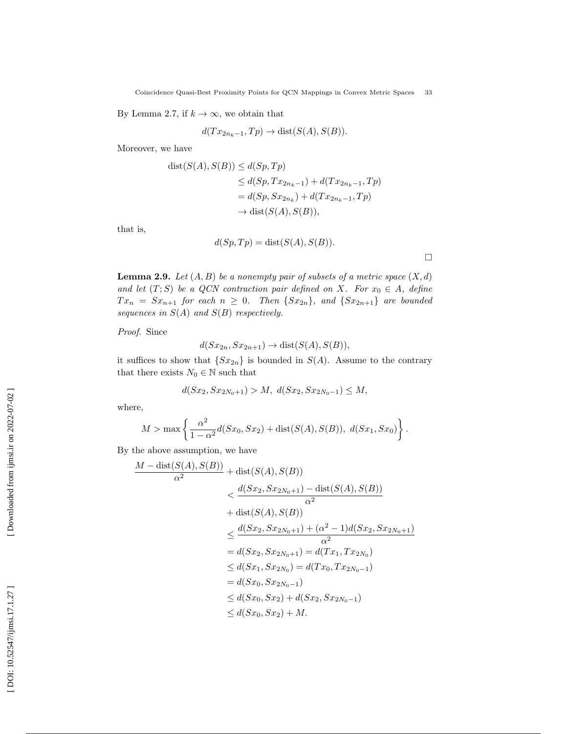By Lemma 2.7, if $k \to \infty$, we obtain that

$$d(Tx_{2n_k-1}, Tp) \to \operatorname{dist}(S(A), S(B)).$$

Moreover, we have

$$\begin{aligned}
\operatorname{dist}(S(A), S(B)) &\leq d(Sp, Tp) \\
&\leq d(Sp, Tx_{2n_k-1}) + d(Tx_{2n_k-1}, Tp) \\
&= d(Sp, Sx_{2n_k}) + d(Tx_{2n_k-1}, Tp) \\
&\to \operatorname{dist}(S(A), S(B)),
\end{aligned}$$

that is,

$$d(Sp, Tp) = \operatorname{dist}(S(A), S(B)).$$

□

**Lemma 2.9.** *Let $(A, B)$ be a nonempty pair of subsets of a metric space $(X, d)$ and let $(T; S)$ be a QCN contraction pair defined on $X$. For $x_0 \in A$, define $Tx_n = Sx_{n+1}$ for each $n \geq 0$. Then $\{Sx_{2n}\}$, and $\{Sx_{2n+1}\}$ are bounded sequences in $S(A)$ and $S(B)$ respectively.*

*Proof.* Since

$$d(Sx_{2n}, Sx_{2n+1}) \to \operatorname{dist}(S(A), S(B)),$$

it suffices to show that $\{Sx_{2n}\}$ is bounded in $S(A)$. Assume to the contrary that there exists $N_0 \in \mathbb{N}$ such that

$$d(Sx_2, Sx_{2N_0+1}) > M, \; d(Sx_2, Sx_{2N_0-1}) \leq M,$$

where,

$$M > \max\left\{\frac{\alpha^2}{1-\alpha^2} d(Sx_0, Sx_2) + \operatorname{dist}(S(A), S(B)), \; d(Sx_1, Sx_0)\right\}.$$

By the above assumption, we have

$$\begin{aligned}
\frac{M - \operatorname{dist}(S(A), S(B))}{\alpha^2} &+ \operatorname{dist}(S(A), S(B)) \\
&< \frac{d(Sx_2, Sx_{2N_0+1}) - \operatorname{dist}(S(A), S(B))}{\alpha^2} \\
&+ \operatorname{dist}(S(A), S(B)) \\
&\leq \frac{d(Sx_2, Sx_{2N_0+1}) + (\alpha^2 - 1) d(Sx_2, Sx_{2N_0+1})}{\alpha^2} \\
&= d(Sx_2, Sx_{2N_0+1}) = d(Tx_1, Tx_{2N_0}) \\
&\leq d(Sx_1, Sx_{2N_0}) = d(Tx_0, Tx_{2N_0-1}) \\
&= d(Sx_0, Sx_{2N_0-1}) \\
&\leq d(Sx_0, Sx_2) + d(Sx_2, Sx_{2N_0-1}) \\
&\leq d(Sx_0, Sx_2) + M.
\end{aligned}$$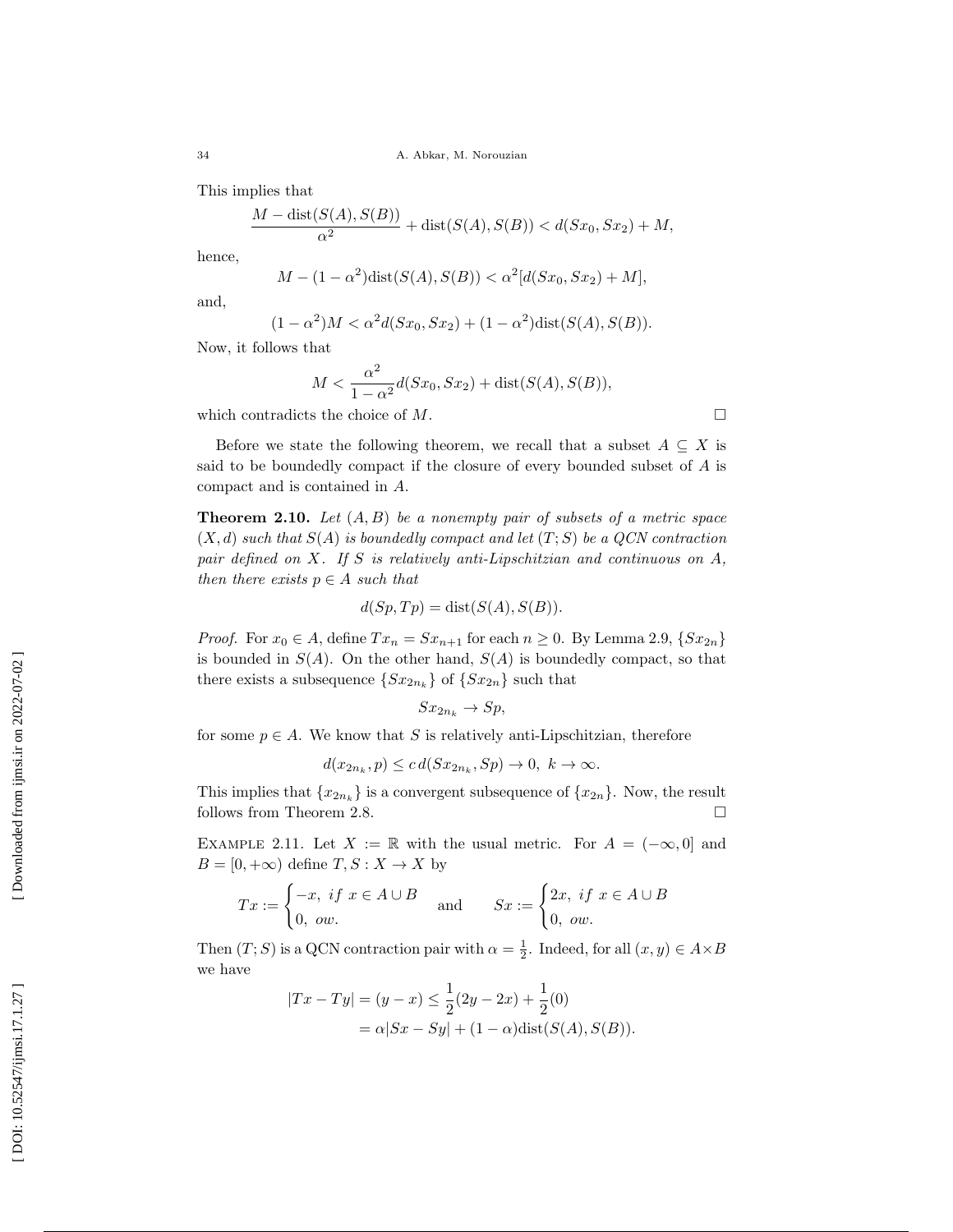This implies that

$$\frac{M - \text{dist}(S(A), S(B))}{\alpha^2} + \text{dist}(S(A), S(B)) < d(Sx_0, Sx_2) + M,$$

hence,

$$M - (1-\alpha^2)\text{dist}(S(A), S(B)) < \alpha^2[d(Sx_0, Sx_2) + M],$$

and,

$$(1-\alpha^2)M < \alpha^2 d(Sx_0, Sx_2) + (1-\alpha^2)\text{dist}(S(A), S(B)).$$

Now, it follows that

$$M < \frac{\alpha^2}{1-\alpha^2} d(Sx_0, Sx_2) + \text{dist}(S(A), S(B)),$$

which contradicts the choice of $M$. □

Before we state the following theorem, we recall that a subset $A \subseteq X$ is said to be boundedly compact if the closure of every bounded subset of $A$ is compact and is contained in $A$.

**Theorem 2.10.** *Let $(A, B)$ be a nonempty pair of subsets of a metric space $(X, d)$ such that $S(A)$ is boundedly compact and let $(T; S)$ be a QCN contraction pair defined on $X$. If $S$ is relatively anti-Lipschitzian and continuous on $A$, then there exists $p \in A$ such that*

$$d(Sp, Tp) = \text{dist}(S(A), S(B)).$$

*Proof.* For $x_0 \in A$, define $Tx_n = Sx_{n+1}$ for each $n \geq 0$. By Lemma 2.9, $\{Sx_{2n}\}$ is bounded in $S(A)$. On the other hand, $S(A)$ is boundedly compact, so that there exists a subsequence $\{Sx_{2n_k}\}$ of $\{Sx_{2n}\}$ such that

$$Sx_{2n_k} \to Sp,$$

for some $p \in A$. We know that $S$ is relatively anti-Lipschitzian, therefore

$$d(x_{2n_k}, p) \leq c\, d(Sx_{2n_k}, Sp) \to 0, \ k \to \infty.$$

This implies that $\{x_{2n_k}\}$ is a convergent subsequence of $\{x_{2n}\}$. Now, the result follows from Theorem 2.8. □

Example 2.11. Let $X := \mathbb{R}$ with the usual metric. For $A = (-\infty, 0]$ and $B = [0, +\infty)$ define $T, S : X \to X$ by

$$Tx := \begin{cases} -x, \ if \ x \in A \cup B \\ 0, \ ow. \end{cases} \quad \text{and} \quad Sx := \begin{cases} 2x, \ if \ x \in A \cup B \\ 0, \ ow. \end{cases}$$

Then $(T; S)$ is a QCN contraction pair with $\alpha = \frac{1}{2}$. Indeed, for all $(x, y) \in A \times B$ we have

$$\begin{aligned} |Tx - Ty| &= (y - x) \leq \frac{1}{2}(2y - 2x) + \frac{1}{2}(0) \\ &= \alpha|Sx - Sy| + (1-\alpha)\text{dist}(S(A), S(B)). \end{aligned}$$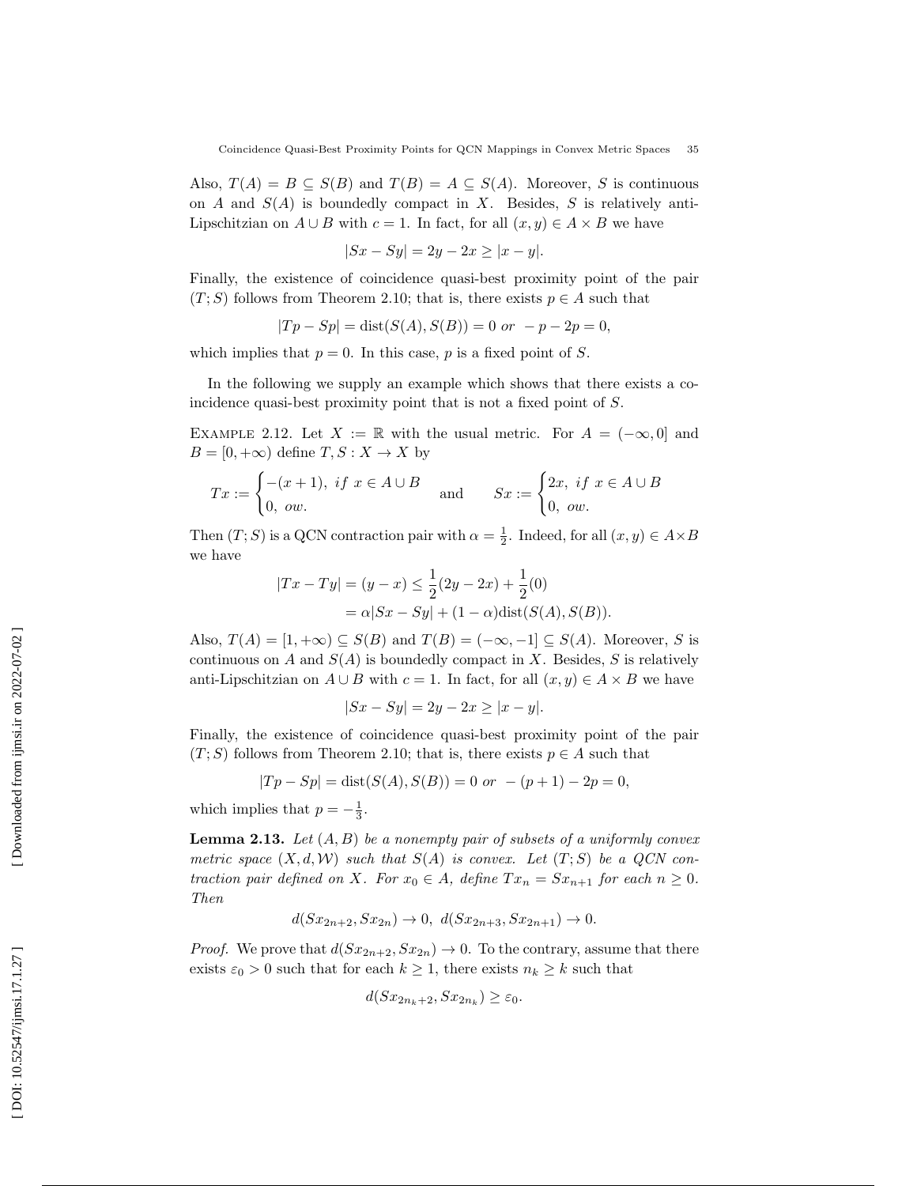Also, $T(A) = B \subseteq S(B)$ and $T(B) = A \subseteq S(A)$. Moreover, $S$ is continuous on $A$ and $S(A)$ is boundedly compact in $X$. Besides, $S$ is relatively anti-Lipschitzian on $A \cup B$ with $c = 1$. In fact, for all $(x, y) \in A \times B$ we have

$$|Sx - Sy| = 2y - 2x \geq |x - y|.$$

Finally, the existence of coincidence quasi-best proximity point of the pair $(T; S)$ follows from Theorem 2.10; that is, there exists $p \in A$ such that

$$|Tp - Sp| = \text{dist}(S(A), S(B)) = 0 \text{ or } -p - 2p = 0,$$

which implies that $p = 0$. In this case, $p$ is a fixed point of $S$.

In the following we supply an example which shows that there exists a coincidence quasi-best proximity point that is not a fixed point of $S$.

Example 2.12. Let $X := \mathbb{R}$ with the usual metric. For $A = (-\infty, 0]$ and $B = [0, +\infty)$ define $T, S : X \to X$ by

$$Tx := \begin{cases} -(x+1), \ if \ x \in A \cup B \\ 0, \ ow. \end{cases} \quad \text{and} \quad Sx := \begin{cases} 2x, \ if \ x \in A \cup B \\ 0, \ ow. \end{cases}$$

Then $(T; S)$ is a QCN contraction pair with $\alpha = \frac{1}{2}$. Indeed, for all $(x, y) \in A \times B$ we have

$$\begin{aligned} |Tx - Ty| &= (y - x) \leq \frac{1}{2}(2y - 2x) + \frac{1}{2}(0) \\ &= \alpha |Sx - Sy| + (1 - \alpha)\text{dist}(S(A), S(B)). \end{aligned}$$

Also, $T(A) = [1, +\infty) \subseteq S(B)$ and $T(B) = (-\infty, -1] \subseteq S(A)$. Moreover, $S$ is continuous on $A$ and $S(A)$ is boundedly compact in $X$. Besides, $S$ is relatively anti-Lipschitzian on $A \cup B$ with $c = 1$. In fact, for all $(x, y) \in A \times B$ we have

$$|Sx - Sy| = 2y - 2x \geq |x - y|.$$

Finally, the existence of coincidence quasi-best proximity point of the pair $(T; S)$ follows from Theorem 2.10; that is, there exists $p \in A$ such that

$$|Tp - Sp| = \text{dist}(S(A), S(B)) = 0 \text{ or } -(p+1) - 2p = 0,$$

which implies that $p = -\frac{1}{3}$.

**Lemma 2.13.** *Let $(A, B)$ be a nonempty pair of subsets of a uniformly convex metric space $(X, d, \mathcal{W})$ such that $S(A)$ is convex. Let $(T; S)$ be a QCN contraction pair defined on $X$. For $x_0 \in A$, define $Tx_n = Sx_{n+1}$ for each $n \geq 0$. Then*

$$d(Sx_{2n+2}, Sx_{2n}) \to 0, \ d(Sx_{2n+3}, Sx_{2n+1}) \to 0.$$

*Proof.* We prove that $d(Sx_{2n+2}, Sx_{2n}) \to 0$. To the contrary, assume that there exists $\varepsilon_0 > 0$ such that for each $k \geq 1$, there exists $n_k \geq k$ such that

$$d(Sx_{2n_k+2}, Sx_{2n_k}) \geq \varepsilon_0.$$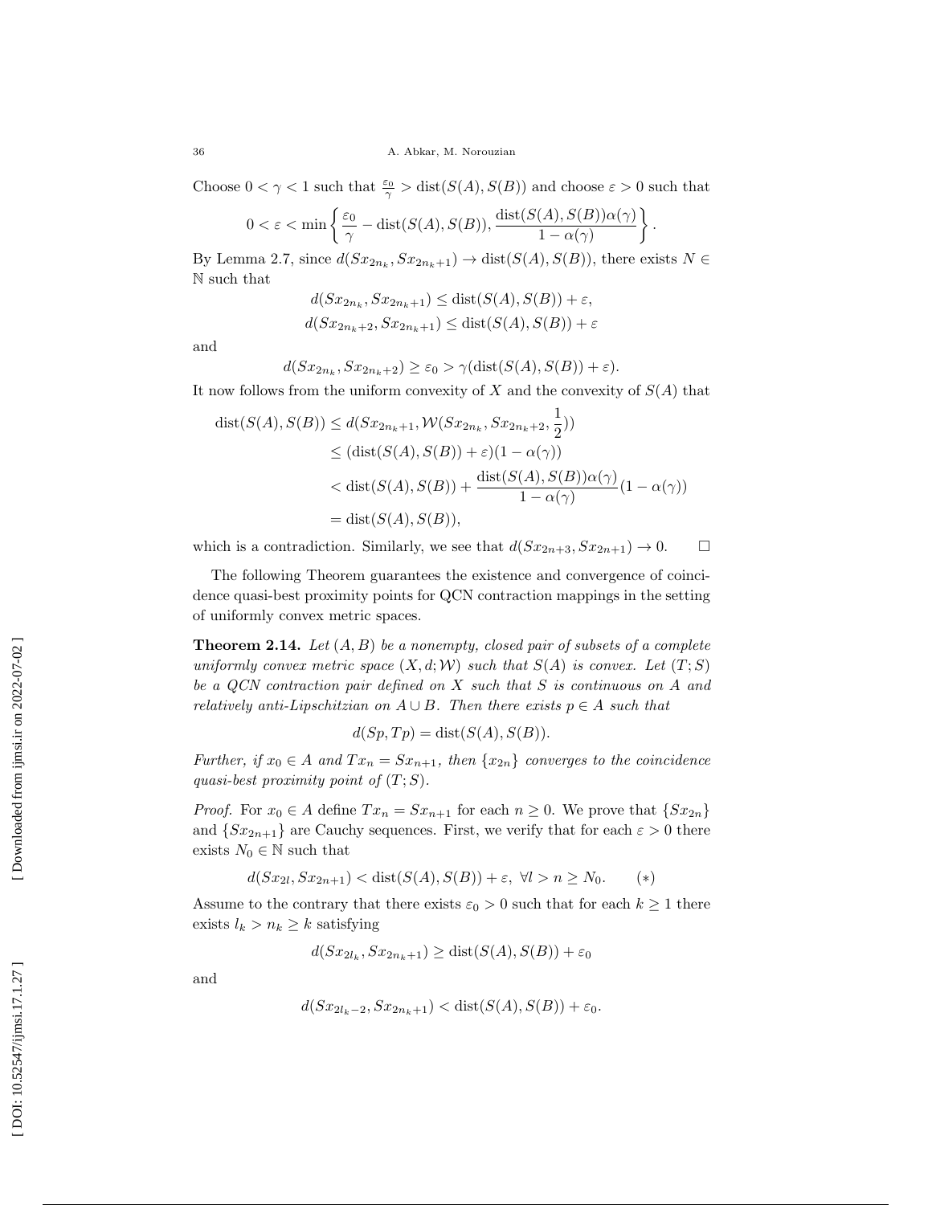Choose $0 < \gamma < 1$ such that $\frac{\varepsilon_0}{\gamma} > \text{dist}(S(A), S(B))$ and choose $\varepsilon > 0$ such that

$$0 < \varepsilon < \min \left\{ \frac{\varepsilon_0}{\gamma} - \text{dist}(S(A), S(B)), \frac{\text{dist}(S(A), S(B))\alpha(\gamma)}{1 - \alpha(\gamma)} \right\}.$$

By Lemma 2.7, since $d(Sx_{2n_k}, Sx_{2n_k+1}) \to \text{dist}(S(A), S(B))$, there exists $N \in \mathbb{N}$ such that

$$d(Sx_{2n_k}, Sx_{2n_k+1}) \leq \text{dist}(S(A), S(B)) + \varepsilon,$$
$$d(Sx_{2n_k+2}, Sx_{2n_k+1}) \leq \text{dist}(S(A), S(B)) + \varepsilon$$

and

$$d(Sx_{2n_k}, Sx_{2n_k+2}) \geq \varepsilon_0 > \gamma(\text{dist}(S(A), S(B)) + \varepsilon).$$

It now follows from the uniform convexity of $X$ and the convexity of $S(A)$ that

$$\begin{aligned}
\text{dist}(S(A), S(B)) &\leq d(Sx_{2n_k+1}, \mathcal{W}(Sx_{2n_k}, Sx_{2n_k+2}, \frac{1}{2})) \\
&\leq (\text{dist}(S(A), S(B)) + \varepsilon)(1 - \alpha(\gamma)) \\
&< \text{dist}(S(A), S(B)) + \frac{\text{dist}(S(A), S(B))\alpha(\gamma)}{1 - \alpha(\gamma)}(1 - \alpha(\gamma)) \\
&= \text{dist}(S(A), S(B)),
\end{aligned}$$

which is a contradiction. Similarly, we see that $d(Sx_{2n+3}, Sx_{2n+1}) \to 0$. $\square$

The following Theorem guarantees the existence and convergence of coincidence quasi-best proximity points for QCN contraction mappings in the setting of uniformly convex metric spaces.

**Theorem 2.14.** *Let $(A, B)$ be a nonempty, closed pair of subsets of a complete uniformly convex metric space $(X, d; \mathcal{W})$ such that $S(A)$ is convex. Let $(T; S)$ be a QCN contraction pair defined on $X$ such that $S$ is continuous on $A$ and relatively anti-Lipschitzian on $A \cup B$. Then there exists $p \in A$ such that*

$$d(Sp, Tp) = \text{dist}(S(A), S(B)).$$

*Further, if $x_0 \in A$ and $Tx_n = Sx_{n+1}$, then $\{x_{2n}\}$ converges to the coincidence quasi-best proximity point of $(T; S)$.*

*Proof.* For $x_0 \in A$ define $Tx_n = Sx_{n+1}$ for each $n \geq 0$. We prove that $\{Sx_{2n}\}$ and $\{Sx_{2n+1}\}$ are Cauchy sequences. First, we verify that for each $\varepsilon > 0$ there exists $N_0 \in \mathbb{N}$ such that

$$d(Sx_{2l}, Sx_{2n+1}) < \text{dist}(S(A), S(B)) + \varepsilon, \ \forall l > n \geq N_0. \qquad (*)$$

Assume to the contrary that there exists $\varepsilon_0 > 0$ such that for each $k \geq 1$ there exists $l_k > n_k \geq k$ satisfying

$$d(Sx_{2l_k}, Sx_{2n_k+1}) \geq \text{dist}(S(A), S(B)) + \varepsilon_0$$

and

$$d(Sx_{2l_k-2}, Sx_{2n_k+1}) < \text{dist}(S(A), S(B)) + \varepsilon_0.$$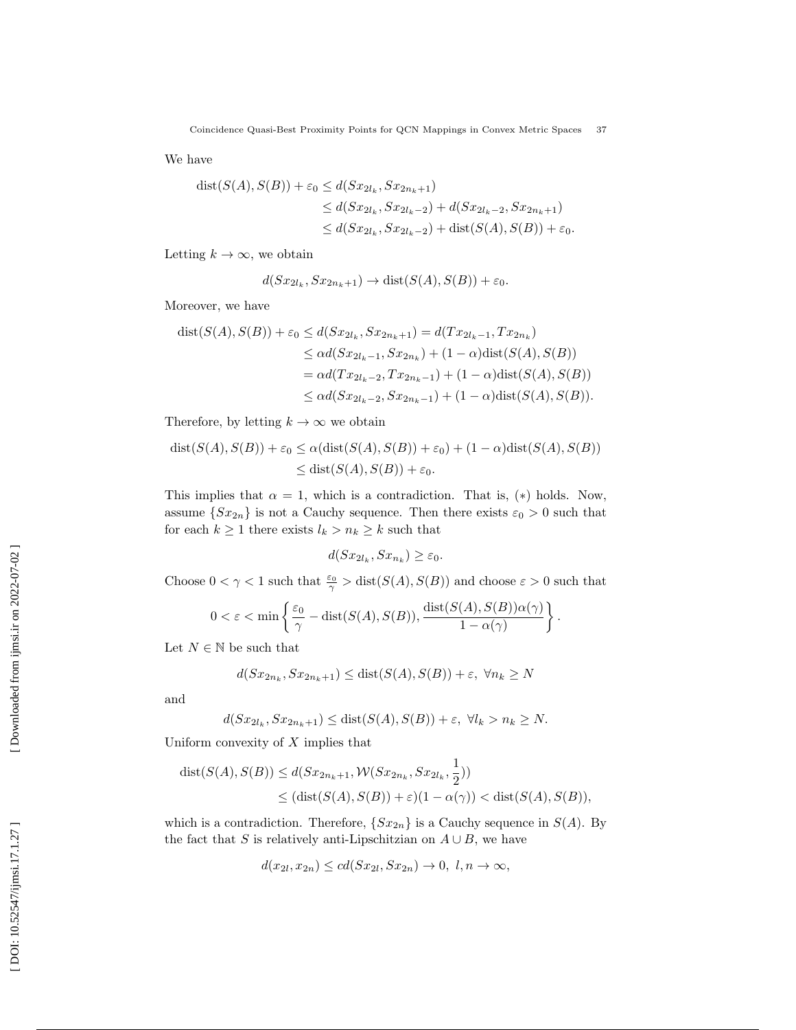We have

$$
\begin{aligned}
\operatorname{dist}(S(A), S(B)) + \varepsilon_0 &\le d(Sx_{2l_k}, Sx_{2n_k+1}) \\
&\le d(Sx_{2l_k}, Sx_{2l_k-2}) + d(Sx_{2l_k-2}, Sx_{2n_k+1}) \\
&\le d(Sx_{2l_k}, Sx_{2l_k-2}) + \operatorname{dist}(S(A), S(B)) + \varepsilon_0.
\end{aligned}
$$

Letting $k \to \infty$, we obtain

$$
d(Sx_{2l_k}, Sx_{2n_k+1}) \to \operatorname{dist}(S(A), S(B)) + \varepsilon_0.
$$

Moreover, we have

$$
\begin{aligned}
\operatorname{dist}(S(A), S(B)) + \varepsilon_0 \le d(Sx_{2l_k}, Sx_{2n_k+1}) &= d(Tx_{2l_k-1}, Tx_{2n_k}) \\
&\le \alpha d(Sx_{2l_k-1}, Sx_{2n_k}) + (1-\alpha)\operatorname{dist}(S(A), S(B)) \\
&= \alpha d(Tx_{2l_k-2}, Tx_{2n_k-1}) + (1-\alpha)\operatorname{dist}(S(A), S(B)) \\
&\le \alpha d(Sx_{2l_k-2}, Sx_{2n_k-1}) + (1-\alpha)\operatorname{dist}(S(A), S(B)).
\end{aligned}
$$

Therefore, by letting $k \to \infty$ we obtain

$$
\begin{aligned}
\operatorname{dist}(S(A), S(B)) + \varepsilon_0 &\le \alpha(\operatorname{dist}(S(A), S(B)) + \varepsilon_0) + (1-\alpha)\operatorname{dist}(S(A), S(B)) \\
&\le \operatorname{dist}(S(A), S(B)) + \varepsilon_0.
\end{aligned}
$$

This implies that $\alpha = 1$, which is a contradiction. That is, $(*)$ holds. Now, assume $\{Sx_{2n}\}$ is not a Cauchy sequence. Then there exists $\varepsilon_0 > 0$ such that for each $k \ge 1$ there exists $l_k > n_k \ge k$ such that

$$
d(Sx_{2l_k}, Sx_{n_k}) \ge \varepsilon_0.
$$

Choose $0 < \gamma < 1$ such that $\frac{\varepsilon_0}{\gamma} > \operatorname{dist}(S(A), S(B))$ and choose $\varepsilon > 0$ such that

$$
0 < \varepsilon < \min\left\{ \frac{\varepsilon_0}{\gamma} - \operatorname{dist}(S(A), S(B)), \frac{\operatorname{dist}(S(A), S(B))\alpha(\gamma)}{1-\alpha(\gamma)} \right\}.
$$

Let $N \in \mathbb{N}$ be such that

$$
d(Sx_{2n_k}, Sx_{2n_k+1}) \le \operatorname{dist}(S(A), S(B)) + \varepsilon, \ \forall n_k \ge N
$$

and

$$
d(Sx_{2l_k}, Sx_{2n_k+1}) \le \operatorname{dist}(S(A), S(B)) + \varepsilon, \ \forall l_k > n_k \ge N.
$$

Uniform convexity of $X$ implies that

$$
\begin{aligned}
\operatorname{dist}(S(A), S(B)) &\le d(Sx_{2n_k+1}, \mathcal{W}(Sx_{2n_k}, Sx_{2l_k}, \frac{1}{2})) \\
&\le (\operatorname{dist}(S(A), S(B)) + \varepsilon)(1-\alpha(\gamma)) < \operatorname{dist}(S(A), S(B)),
\end{aligned}
$$

which is a contradiction. Therefore, $\{Sx_{2n}\}$ is a Cauchy sequence in $S(A)$. By the fact that $S$ is relatively anti-Lipschitzian on $A \cup B$, we have

$$
d(x_{2l}, x_{2n}) \le c d(Sx_{2l}, Sx_{2n}) \to 0, \ l, n \to \infty,
$$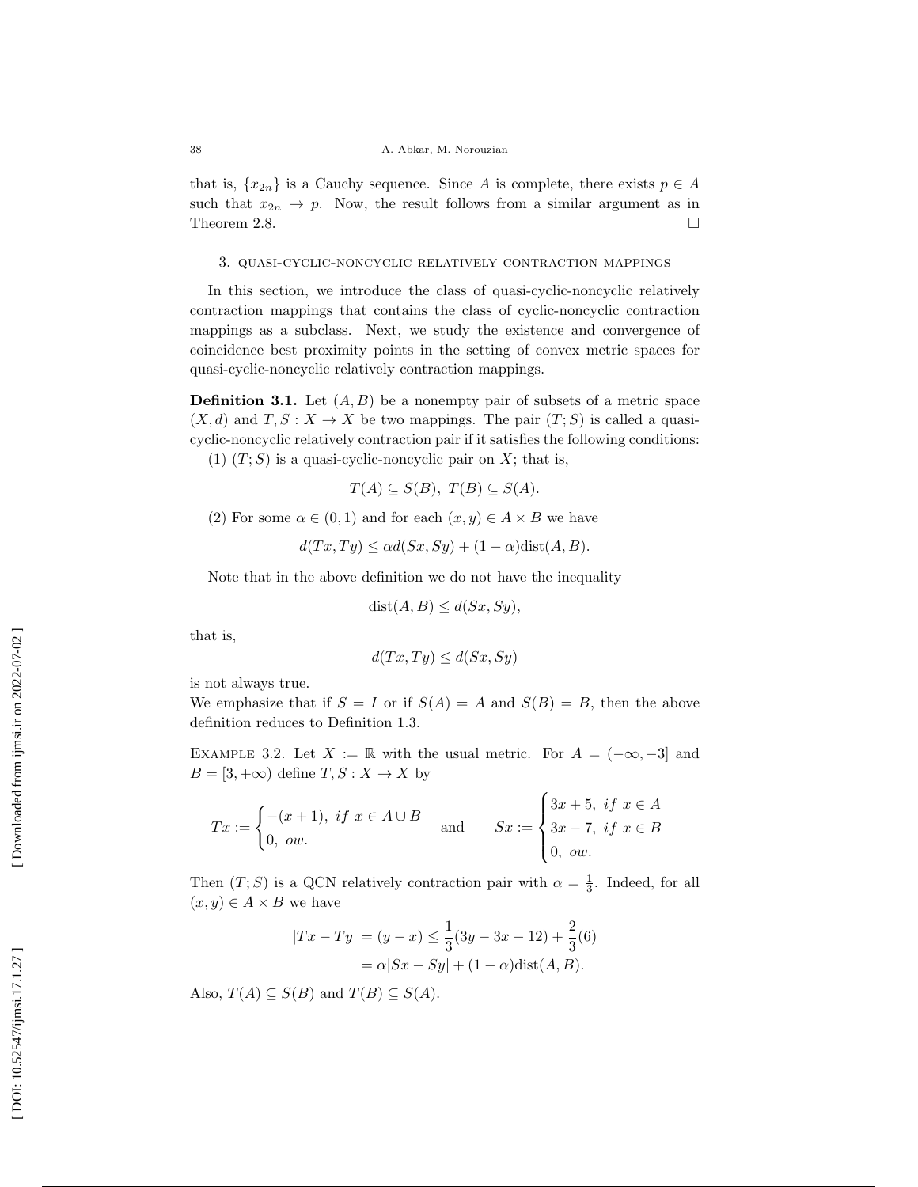that is, $\{x_{2n}\}$ is a Cauchy sequence. Since $A$ is complete, there exists $p \in A$ such that $x_{2n} \to p$. Now, the result follows from a similar argument as in Theorem 2.8. $\square$

## 3. Quasi-cyclic-noncyclic relatively contraction mappings

In this section, we introduce the class of quasi-cyclic-noncyclic relatively contraction mappings that contains the class of cyclic-noncyclic contraction mappings as a subclass. Next, we study the existence and convergence of coincidence best proximity points in the setting of convex metric spaces for quasi-cyclic-noncyclic relatively contraction mappings.

**Definition 3.1.** Let $(A, B)$ be a nonempty pair of subsets of a metric space $(X, d)$ and $T, S : X \to X$ be two mappings. The pair $(T; S)$ is called a quasi-cyclic-noncyclic relatively contraction pair if it satisfies the following conditions:

(1) $(T; S)$ is a quasi-cyclic-noncyclic pair on $X$; that is,

$$T(A) \subseteq S(B), \; T(B) \subseteq S(A).$$

(2) For some $\alpha \in (0, 1)$ and for each $(x, y) \in A \times B$ we have

$$d(Tx, Ty) \leq \alpha d(Sx, Sy) + (1 - \alpha)\text{dist}(A, B).$$

Note that in the above definition we do not have the inequality

$$\text{dist}(A, B) \leq d(Sx, Sy),$$

that is,

$$d(Tx, Ty) \leq d(Sx, Sy)$$

is not always true.

We emphasize that if $S = I$ or if $S(A) = A$ and $S(B) = B$, then the above definition reduces to Definition 1.3.

Example 3.2. Let $X := \mathbb{R}$ with the usual metric. For $A = (-\infty, -3]$ and $B = [3, +\infty)$ define $T, S : X \to X$ by

$$Tx := \begin{cases} -(x + 1), & if \; x \in A \cup B \\ 0, & ow. \end{cases} \quad \text{and} \quad Sx := \begin{cases} 3x + 5, & if \; x \in A \\ 3x - 7, & if \; x \in B \\ 0, & ow. \end{cases}$$

Then $(T; S)$ is a QCN relatively contraction pair with $\alpha = \frac{1}{3}$. Indeed, for all $(x, y) \in A \times B$ we have

$$\begin{aligned} |Tx - Ty| = (y - x) &\leq \frac{1}{3}(3y - 3x - 12) + \frac{2}{3}(6) \\ &= \alpha|Sx - Sy| + (1 - \alpha)\text{dist}(A, B). \end{aligned}$$

Also, $T(A) \subseteq S(B)$ and $T(B) \subseteq S(A)$.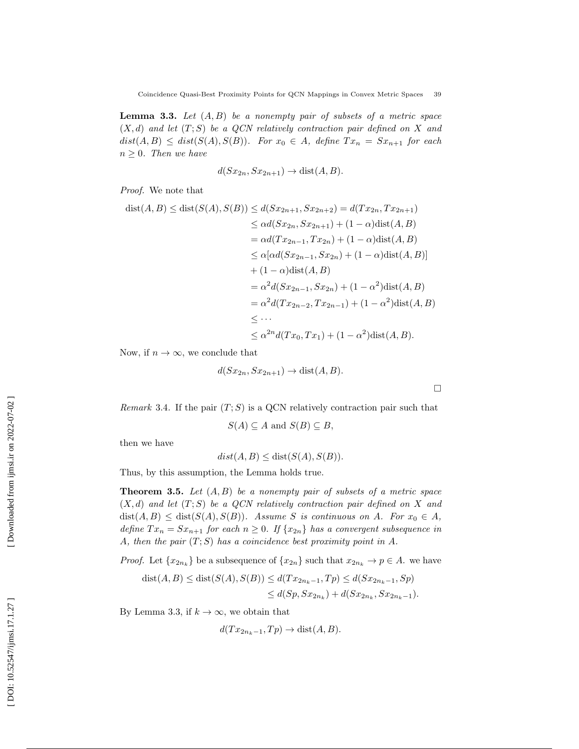**Lemma 3.3.** *Let $(A, B)$ be a nonempty pair of subsets of a metric space $(X, d)$ and let $(T; S)$ be a QCN relatively contraction pair defined on $X$ and $dist(A, B) \le dist(S(A), S(B))$. For $x_0 \in A$, define $Tx_n = Sx_{n+1}$ for each $n \ge 0$. Then we have*

$$d(Sx_{2n}, Sx_{2n+1}) \to \text{dist}(A, B).$$

*Proof.* We note that

$$\begin{aligned}
\text{dist}(A, B) \le \text{dist}(S(A), S(B)) &\le d(Sx_{2n+1}, Sx_{2n+2}) = d(Tx_{2n}, Tx_{2n+1}) \\
&\le \alpha d(Sx_{2n}, Sx_{2n+1}) + (1 - \alpha)\text{dist}(A, B) \\
&= \alpha d(Tx_{2n-1}, Tx_{2n}) + (1 - \alpha)\text{dist}(A, B) \\
&\le \alpha[\alpha d(Sx_{2n-1}, Sx_{2n}) + (1 - \alpha)\text{dist}(A, B)] \\
&+ (1 - \alpha)\text{dist}(A, B) \\
&= \alpha^2 d(Sx_{2n-1}, Sx_{2n}) + (1 - \alpha^2)\text{dist}(A, B) \\
&= \alpha^2 d(Tx_{2n-2}, Tx_{2n-1}) + (1 - \alpha^2)\text{dist}(A, B) \\
&\le \cdots \\
&\le \alpha^{2n} d(Tx_0, Tx_1) + (1 - \alpha^2)\text{dist}(A, B).
\end{aligned}$$

Now, if $n \to \infty$, we conclude that

$$d(Sx_{2n}, Sx_{2n+1}) \to \text{dist}(A, B).$$

□

*Remark* 3.4. If the pair $(T; S)$ is a QCN relatively contraction pair such that

$$S(A) \subseteq A \text{ and } S(B) \subseteq B,$$

then we have

$$dist(A, B) \le \text{dist}(S(A), S(B)).$$

Thus, by this assumption, the Lemma holds true.

**Theorem 3.5.** *Let $(A, B)$ be a nonempty pair of subsets of a metric space $(X, d)$ and let $(T; S)$ be a QCN relatively contraction pair defined on $X$ and $\text{dist}(A, B) \le \text{dist}(S(A), S(B))$. Assume $S$ is continuous on $A$. For $x_0 \in A$, define $Tx_n = Sx_{n+1}$ for each $n \ge 0$. If $\{x_{2n}\}$ has a convergent subsequence in $A$, then the pair $(T; S)$ has a coincidence best proximity point in $A$.*

*Proof.* Let $\{x_{2n_k}\}$ be a subsequence of $\{x_{2n}\}$ such that $x_{2n_k} \to p \in A$. we have

$$\begin{aligned}
\text{dist}(A, B) \le \text{dist}(S(A), S(B)) \le d(Tx_{2n_k - 1}, Tp) &\le d(Sx_{2n_k - 1}, Sp) \\
&\le d(Sp, Sx_{2n_k}) + d(Sx_{2n_k}, Sx_{2n_k - 1}).
\end{aligned}$$

By Lemma 3.3, if $k \to \infty$, we obtain that

$$d(Tx_{2n_k - 1}, Tp) \to \text{dist}(A, B).$$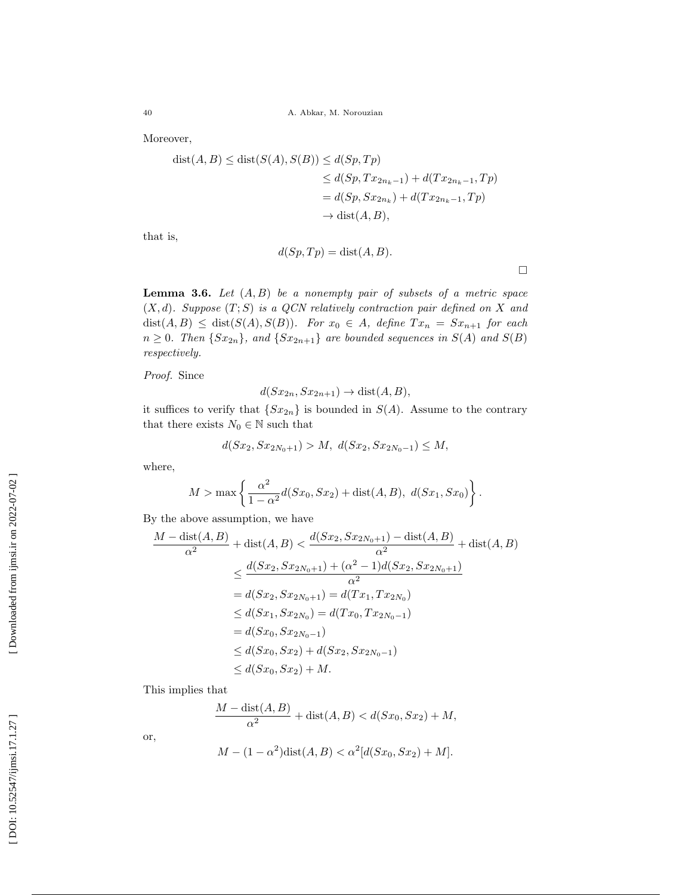Moreover,

$$
\begin{aligned}
\operatorname{dist}(A,B) \leq \operatorname{dist}(S(A),S(B)) &\leq d(Sp,Tp) \\
&\leq d(Sp,Tx_{2n_k-1}) + d(Tx_{2n_k-1},Tp) \\
&= d(Sp,Sx_{2n_k}) + d(Tx_{2n_k-1},Tp) \\
&\to \operatorname{dist}(A,B),
\end{aligned}
$$

that is,

$$
d(Sp,Tp) = \operatorname{dist}(A,B).
$$

□

**Lemma 3.6.** *Let $(A,B)$ be a nonempty pair of subsets of a metric space $(X,d)$. Suppose $(T;S)$ is a QCN relatively contraction pair defined on $X$ and $\operatorname{dist}(A,B) \leq \operatorname{dist}(S(A),S(B))$. For $x_0 \in A$, define $Tx_n = Sx_{n+1}$ for each $n \geq 0$. Then $\{Sx_{2n}\}$, and $\{Sx_{2n+1}\}$ are bounded sequences in $S(A)$ and $S(B)$ respectively.*

*Proof.* Since

$$
d(Sx_{2n},Sx_{2n+1}) \to \operatorname{dist}(A,B),
$$

it suffices to verify that $\{Sx_{2n}\}$ is bounded in $S(A)$. Assume to the contrary that there exists $N_0 \in \mathbb{N}$ such that

$$
d(Sx_2,Sx_{2N_0+1}) > M, \ d(Sx_2,Sx_{2N_0-1}) \leq M,
$$

where,

$$
M > \max\left\{ \frac{\alpha^2}{1-\alpha^2} d(Sx_0,Sx_2) + \operatorname{dist}(A,B), \ d(Sx_1,Sx_0) \right\}.
$$

By the above assumption, we have

$$
\begin{aligned}
\frac{M - \operatorname{dist}(A,B)}{\alpha^2} + \operatorname{dist}(A,B) &< \frac{d(Sx_2,Sx_{2N_0+1}) - \operatorname{dist}(A,B)}{\alpha^2} + \operatorname{dist}(A,B) \\
&\leq \frac{d(Sx_2,Sx_{2N_0+1}) + (\alpha^2-1)d(Sx_2,Sx_{2N_0+1})}{\alpha^2} \\
&= d(Sx_2,Sx_{2N_0+1}) = d(Tx_1,Tx_{2N_0}) \\
&\leq d(Sx_1,Sx_{2N_0}) = d(Tx_0,Tx_{2N_0-1}) \\
&= d(Sx_0,Sx_{2N_0-1}) \\
&\leq d(Sx_0,Sx_2) + d(Sx_2,Sx_{2N_0-1}) \\
&\leq d(Sx_0,Sx_2) + M.
\end{aligned}
$$

This implies that

$$
\frac{M - \operatorname{dist}(A,B)}{\alpha^2} + \operatorname{dist}(A,B) < d(Sx_0,Sx_2) + M,
$$

or,

$$
M - (1-\alpha^2)\operatorname{dist}(A,B) < \alpha^2[d(Sx_0,Sx_2) + M].
$$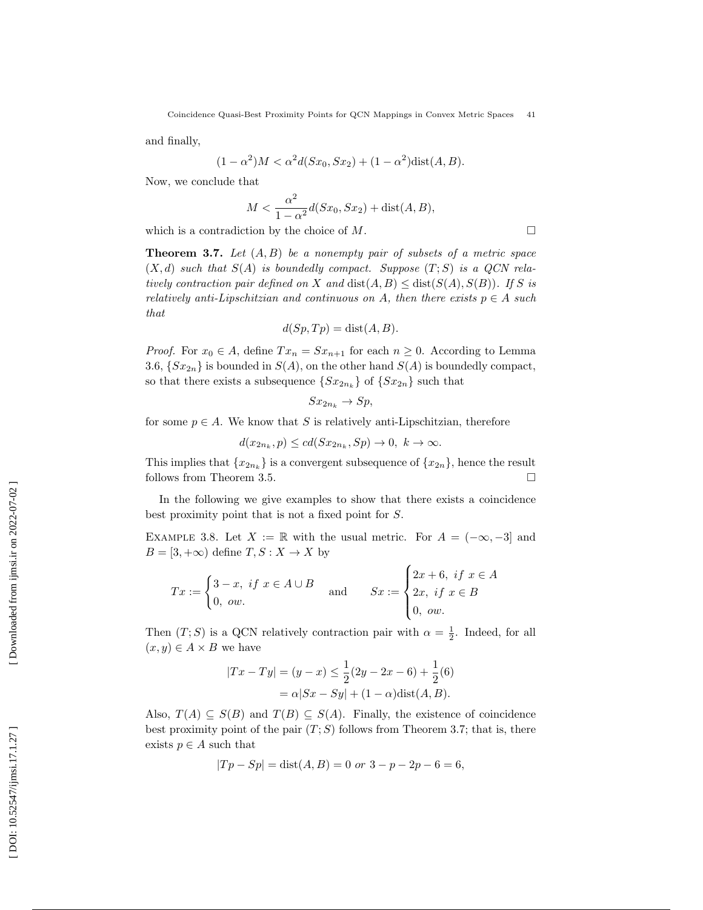and finally,

$$(1-\alpha^2)M < \alpha^2 d(Sx_0, Sx_2) + (1-\alpha^2)\text{dist}(A,B).$$

Now, we conclude that

$$M < \frac{\alpha^2}{1-\alpha^2} d(Sx_0, Sx_2) + \text{dist}(A,B),$$

which is a contradiction by the choice of $M$. □

**Theorem 3.7.** *Let $(A,B)$ be a nonempty pair of subsets of a metric space $(X,d)$ such that $S(A)$ is boundedly compact. Suppose $(T;S)$ is a QCN relatively contraction pair defined on $X$ and $\text{dist}(A,B) \leq \text{dist}(S(A), S(B))$. If $S$ is relatively anti-Lipschitzian and continuous on $A$, then there exists $p \in A$ such that*

$$d(Sp, Tp) = \text{dist}(A,B).$$

*Proof.* For $x_0 \in A$, define $Tx_n = Sx_{n+1}$ for each $n \geq 0$. According to Lemma 3.6, $\{Sx_{2n}\}$ is bounded in $S(A)$, on the other hand $S(A)$ is boundedly compact, so that there exists a subsequence $\{Sx_{2n_k}\}$ of $\{Sx_{2n}\}$ such that

$$Sx_{2n_k} \to Sp,$$

for some $p \in A$. We know that $S$ is relatively anti-Lipschitzian, therefore

$$d(x_{2n_k}, p) \leq c d(Sx_{2n_k}, Sp) \to 0, \; k \to \infty.$$

This implies that $\{x_{2n_k}\}$ is a convergent subsequence of $\{x_{2n}\}$, hence the result follows from Theorem 3.5. □

In the following we give examples to show that there exists a coincidence best proximity point that is not a fixed point for $S$.

Example 3.8. Let $X := \mathbb{R}$ with the usual metric. For $A = (-\infty, -3]$ and $B = [3, +\infty)$ define $T, S : X \to X$ by

$$Tx := \begin{cases} 3-x, \; if \; x \in A \cup B \\ 0, \; ow. \end{cases} \quad \text{and} \quad Sx := \begin{cases} 2x+6, \; if \; x \in A \\ 2x, \; if \; x \in B \\ 0, \; ow. \end{cases}$$

Then $(T;S)$ is a QCN relatively contraction pair with $\alpha = \frac{1}{2}$. Indeed, for all $(x,y) \in A \times B$ we have

$$\begin{aligned} |Tx - Ty| = (y-x) &\leq \frac{1}{2}(2y - 2x - 6) + \frac{1}{2}(6) \\ &= \alpha|Sx - Sy| + (1-\alpha)\text{dist}(A,B). \end{aligned}$$

Also, $T(A) \subseteq S(B)$ and $T(B) \subseteq S(A)$. Finally, the existence of coincidence best proximity point of the pair $(T;S)$ follows from Theorem 3.7; that is, there exists $p \in A$ such that

$$|Tp - Sp| = \text{dist}(A,B) = 0 \; or \; 3 - p - 2p - 6 = 6,$$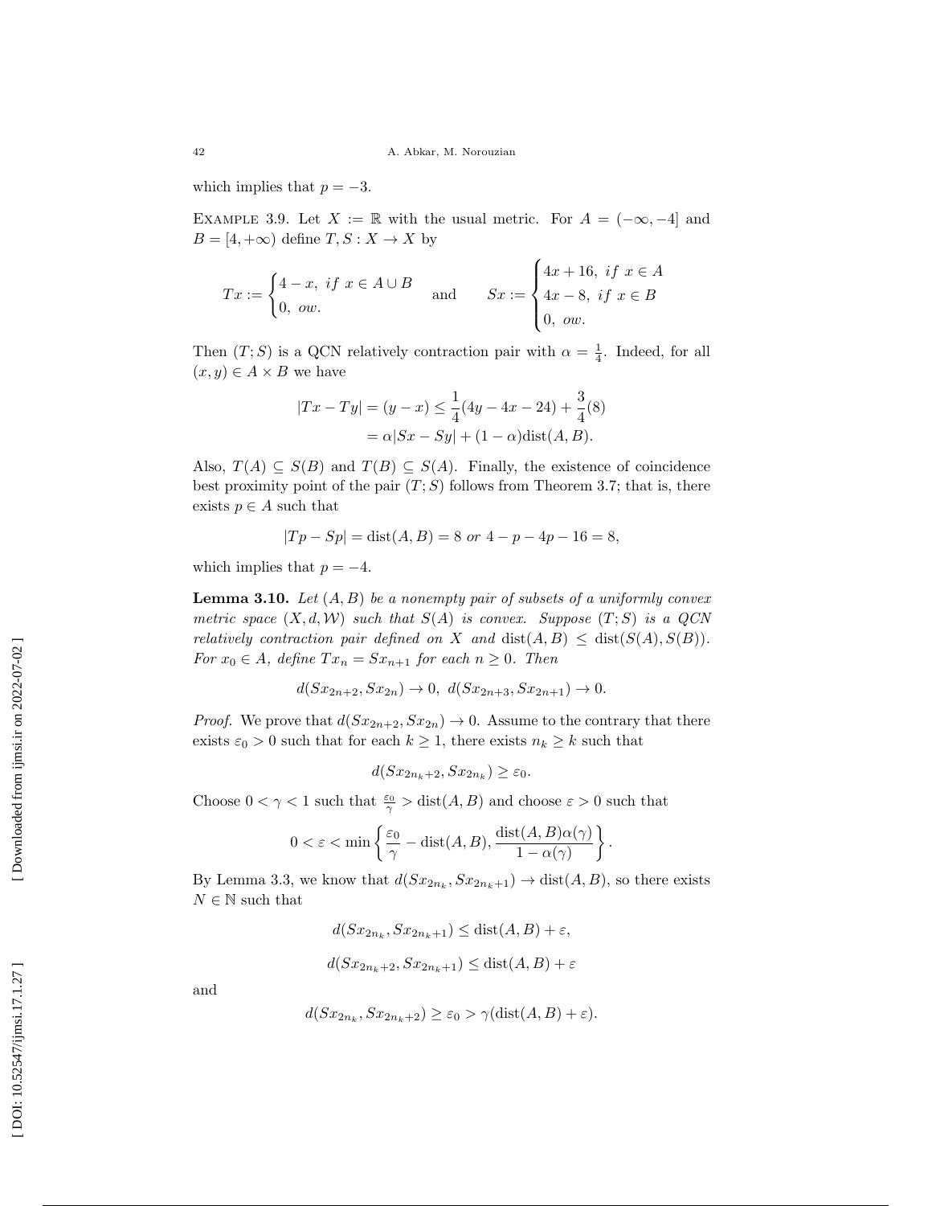which implies that $p = -3$.

Example 3.9. Let $X := \mathbb{R}$ with the usual metric. For $A = (-\infty, -4]$ and $B = [4, +\infty)$ define $T, S : X \to X$ by

$$Tx := \begin{cases} 4 - x, \ if \ x \in A \cup B \\ 0, \ ow. \end{cases} \quad \text{and} \quad Sx := \begin{cases} 4x + 16, \ if \ x \in A \\ 4x - 8, \ if \ x \in B \\ 0, \ ow. \end{cases}$$

Then $(T; S)$ is a QCN relatively contraction pair with $\alpha = \frac{1}{4}$. Indeed, for all $(x, y) \in A \times B$ we have

$$\begin{aligned} |Tx - Ty| = (y - x) &\leq \frac{1}{4}(4y - 4x - 24) + \frac{3}{4}(8) \\ &= \alpha|Sx - Sy| + (1 - \alpha)\text{dist}(A, B). \end{aligned}$$

Also, $T(A) \subseteq S(B)$ and $T(B) \subseteq S(A)$. Finally, the existence of coincidence best proximity point of the pair $(T; S)$ follows from Theorem 3.7; that is, there exists $p \in A$ such that

$$|Tp - Sp| = \text{dist}(A, B) = 8 \ or \ 4 - p - 4p - 16 = 8,$$

which implies that $p = -4$.

**Lemma 3.10.** *Let $(A, B)$ be a nonempty pair of subsets of a uniformly convex metric space $(X, d, \mathcal{W})$ such that $S(A)$ is convex. Suppose $(T; S)$ is a QCN relatively contraction pair defined on $X$ and $\text{dist}(A, B) \leq \text{dist}(S(A), S(B))$. For $x_0 \in A$, define $Tx_n = Sx_{n+1}$ for each $n \geq 0$. Then*

$$d(Sx_{2n+2}, Sx_{2n}) \to 0, \ d(Sx_{2n+3}, Sx_{2n+1}) \to 0.$$

*Proof.* We prove that $d(Sx_{2n+2}, Sx_{2n}) \to 0$. Assume to the contrary that there exists $\varepsilon_0 > 0$ such that for each $k \geq 1$, there exists $n_k \geq k$ such that

$$d(Sx_{2n_k+2}, Sx_{2n_k}) \geq \varepsilon_0.$$

Choose $0 < \gamma < 1$ such that $\frac{\varepsilon_0}{\gamma} > \text{dist}(A, B)$ and choose $\varepsilon > 0$ such that

$$0 < \varepsilon < \min\left\{\frac{\varepsilon_0}{\gamma} - \text{dist}(A, B), \frac{\text{dist}(A, B)\alpha(\gamma)}{1 - \alpha(\gamma)}\right\}.$$

By Lemma 3.3, we know that $d(Sx_{2n_k}, Sx_{2n_k+1}) \to \text{dist}(A, B)$, so there exists $N \in \mathbb{N}$ such that

$$d(Sx_{2n_k}, Sx_{2n_k+1}) \leq \text{dist}(A, B) + \varepsilon,$$

$$d(Sx_{2n_k+2}, Sx_{2n_k+1}) \leq \text{dist}(A, B) + \varepsilon$$

and

$$d(Sx_{2n_k}, Sx_{2n_k+2}) \geq \varepsilon_0 > \gamma(\text{dist}(A, B) + \varepsilon).$$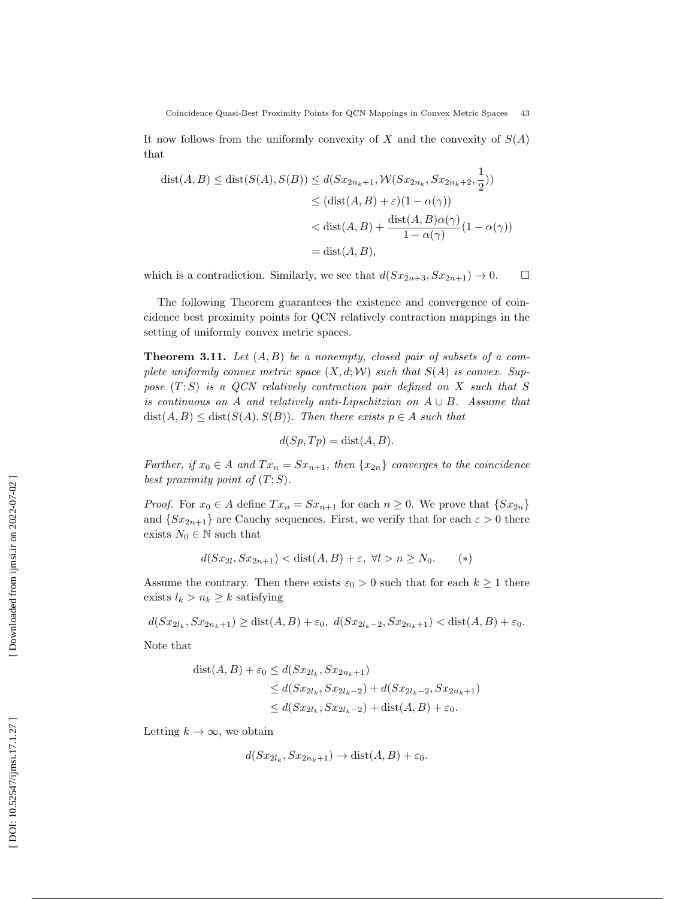It now follows from the uniformly convexity of $X$ and the convexity of $S(A)$ that

$$
\begin{aligned}
\operatorname{dist}(A,B) \leq \operatorname{dist}(S(A),S(B)) &\leq d(Sx_{2n_k+1}, \mathcal{W}(Sx_{2n_k}, Sx_{2n_k+2}, \frac{1}{2})) \\
&\leq (\operatorname{dist}(A,B)+\varepsilon)(1-\alpha(\gamma)) \\
&< \operatorname{dist}(A,B) + \frac{\operatorname{dist}(A,B)\alpha(\gamma)}{1-\alpha(\gamma)}(1-\alpha(\gamma)) \\
&= \operatorname{dist}(A,B),
\end{aligned}
$$

which is a contradiction. Similarly, we see that $d(Sx_{2n+3}, Sx_{2n+1}) \to 0$. $\square$

The following Theorem guarantees the existence and convergence of coincidence best proximity points for QCN relatively contraction mappings in the setting of uniformly convex metric spaces.

**Theorem 3.11.** *Let $(A,B)$ be a nonempty, closed pair of subsets of a complete uniformly convex metric space $(X,d;\mathcal{W})$ such that $S(A)$ is convex. Suppose $(T;S)$ is a QCN relatively contraction pair defined on $X$ such that $S$ is continuous on $A$ and relatively anti-Lipschitzian on $A\cup B$. Assume that $\operatorname{dist}(A,B) \leq \operatorname{dist}(S(A),S(B))$. Then there exists $p \in A$ such that*

$$d(Sp, Tp) = \operatorname{dist}(A,B).$$

*Further, if $x_0 \in A$ and $Tx_n = Sx_{n+1}$, then $\{x_{2n}\}$ converges to the coincidence best proximity point of $(T;S)$.*

*Proof.* For $x_0 \in A$ define $Tx_n = Sx_{n+1}$ for each $n \geq 0$. We prove that $\{Sx_{2n}\}$ and $\{Sx_{2n+1}\}$ are Cauchy sequences. First, we verify that for each $\varepsilon > 0$ there exists $N_0 \in \mathbb{N}$ such that

$$d(Sx_{2l}, Sx_{2n+1}) < \operatorname{dist}(A,B) + \varepsilon, \ \forall l > n \geq N_0. \qquad (*)$$

Assume the contrary. Then there exists $\varepsilon_0 > 0$ such that for each $k \geq 1$ there exists $l_k > n_k \geq k$ satisfying

$$d(Sx_{2l_k}, Sx_{2n_k+1}) \geq \operatorname{dist}(A,B) + \varepsilon_0, \ d(Sx_{2l_k-2}, Sx_{2n_k+1}) < \operatorname{dist}(A,B) + \varepsilon_0.$$

Note that

$$
\begin{aligned}
\operatorname{dist}(A,B) + \varepsilon_0 &\leq d(Sx_{2l_k}, Sx_{2n_k+1}) \\
&\leq d(Sx_{2l_k}, Sx_{2l_k-2}) + d(Sx_{2l_k-2}, Sx_{2n_k+1}) \\
&\leq d(Sx_{2l_k}, Sx_{2l_k-2}) + \operatorname{dist}(A,B) + \varepsilon_0.
\end{aligned}
$$

Letting $k \to \infty$, we obtain

$$d(Sx_{2l_k}, Sx_{2n_k+1}) \to \operatorname{dist}(A,B) + \varepsilon_0.$$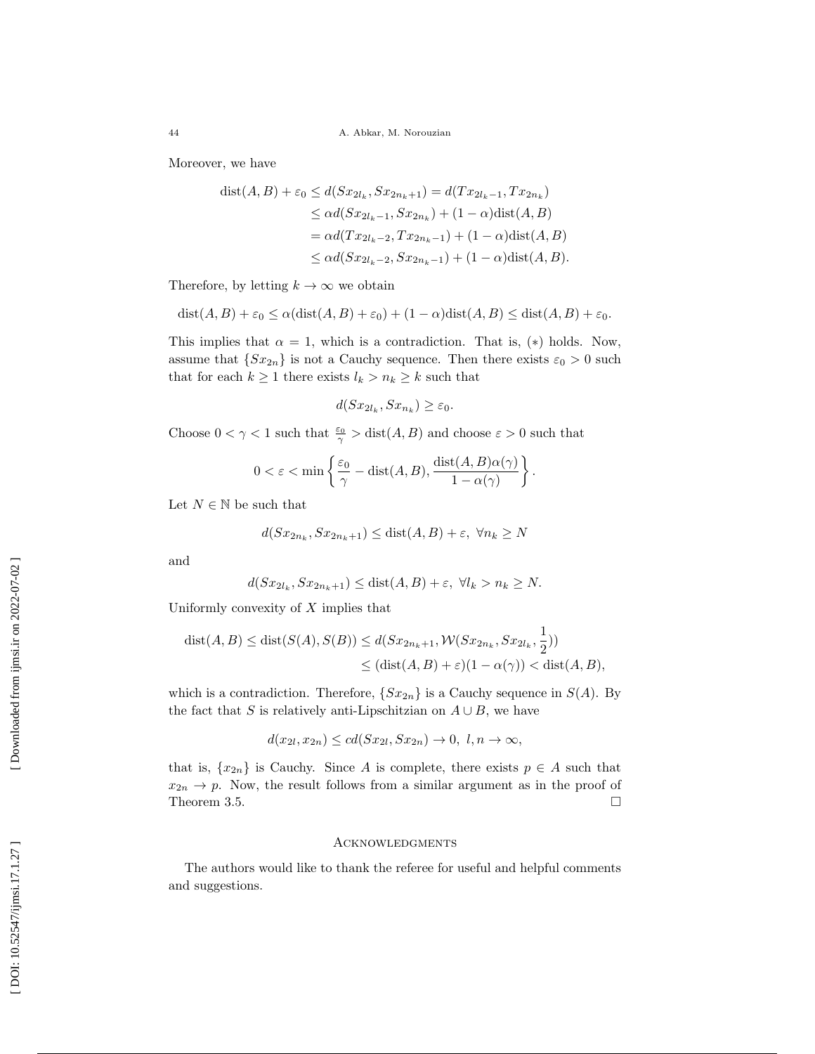Moreover, we have

$$\begin{aligned}
\mathrm{dist}(A,B)+\varepsilon_0 &\leq d(Sx_{2l_k}, Sx_{2n_k+1}) = d(Tx_{2l_k-1}, Tx_{2n_k}) \\
&\leq \alpha d(Sx_{2l_k-1}, Sx_{2n_k}) + (1-\alpha)\mathrm{dist}(A,B) \\
&= \alpha d(Tx_{2l_k-2}, Tx_{2n_k-1}) + (1-\alpha)\mathrm{dist}(A,B) \\
&\leq \alpha d(Sx_{2l_k-2}, Sx_{2n_k-1}) + (1-\alpha)\mathrm{dist}(A,B).
\end{aligned}$$

Therefore, by letting $k \to \infty$ we obtain

$$\mathrm{dist}(A,B)+\varepsilon_0 \leq \alpha(\mathrm{dist}(A,B)+\varepsilon_0) + (1-\alpha)\mathrm{dist}(A,B) \leq \mathrm{dist}(A,B)+\varepsilon_0.$$

This implies that $\alpha = 1$, which is a contradiction. That is, $(*)$ holds. Now, assume that $\{Sx_{2n}\}$ is not a Cauchy sequence. Then there exists $\varepsilon_0 > 0$ such that for each $k \geq 1$ there exists $l_k > n_k \geq k$ such that

$$d(Sx_{2l_k}, Sx_{n_k}) \geq \varepsilon_0.$$

Choose $0 < \gamma < 1$ such that $\frac{\varepsilon_0}{\gamma} > \mathrm{dist}(A,B)$ and choose $\varepsilon > 0$ such that

$$0 < \varepsilon < \min\left\{\frac{\varepsilon_0}{\gamma} - \mathrm{dist}(A,B), \frac{\mathrm{dist}(A,B)\alpha(\gamma)}{1-\alpha(\gamma)}\right\}.$$

Let $N \in \mathbb{N}$ be such that

$$d(Sx_{2n_k}, Sx_{2n_k+1}) \leq \mathrm{dist}(A,B)+\varepsilon, \ \forall n_k \geq N$$

and

$$d(Sx_{2l_k}, Sx_{2n_k+1}) \leq \mathrm{dist}(A,B)+\varepsilon, \ \forall l_k > n_k \geq N.$$

Uniformly convexity of $X$ implies that

$$\begin{aligned}
\mathrm{dist}(A,B) \leq \mathrm{dist}(S(A),S(B)) &\leq d(Sx_{2n_k+1}, \mathcal{W}(Sx_{2n_k}, Sx_{2l_k}, \frac{1}{2})) \\
&\leq (\mathrm{dist}(A,B)+\varepsilon)(1-\alpha(\gamma)) < \mathrm{dist}(A,B),
\end{aligned}$$

which is a contradiction. Therefore, $\{Sx_{2n}\}$ is a Cauchy sequence in $S(A)$. By the fact that $S$ is relatively anti-Lipschitzian on $A \cup B$, we have

$$d(x_{2l}, x_{2n}) \leq c d(Sx_{2l}, Sx_{2n}) \to 0, \ l,n \to \infty,$$

that is, $\{x_{2n}\}$ is Cauchy. Since $A$ is complete, there exists $p \in A$ such that $x_{2n} \to p$. Now, the result follows from a similar argument as in the proof of Theorem 3.5. □

## Acknowledgments

The authors would like to thank the referee for useful and helpful comments and suggestions.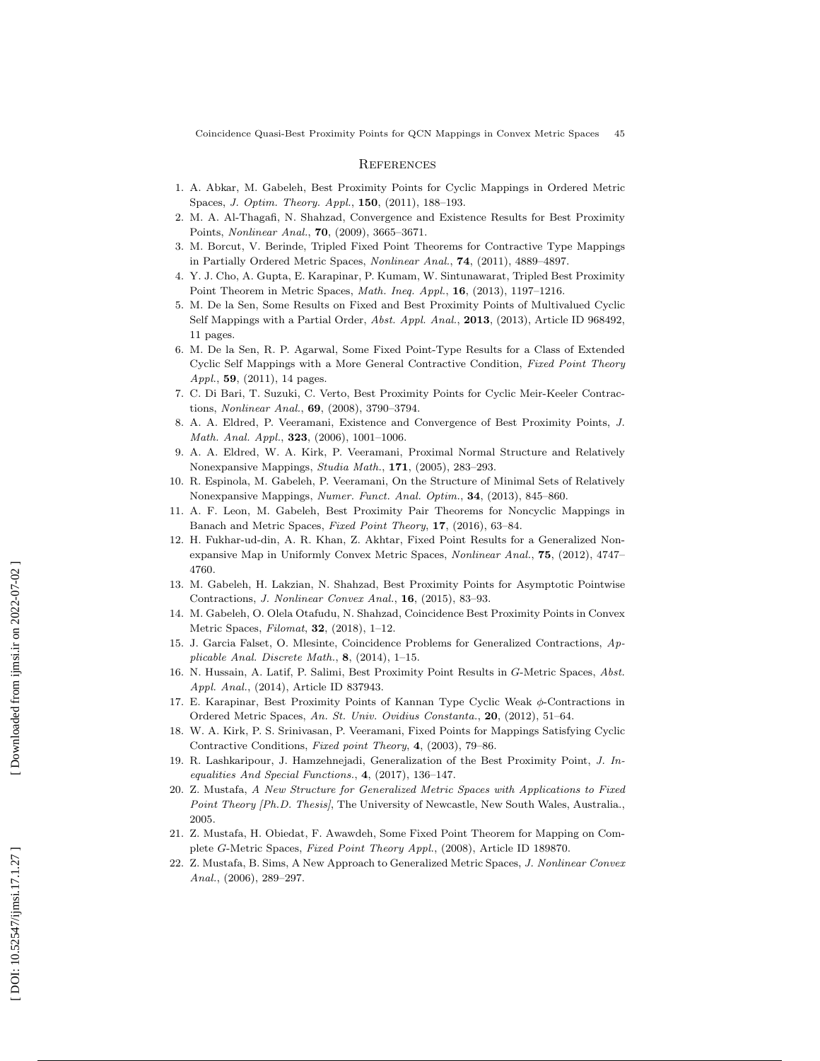## References

1. A. Abkar, M. Gabeleh, Best Proximity Points for Cyclic Mappings in Ordered Metric Spaces, *J. Optim. Theory. Appl.*, **150**, (2011), 188–193.
2. M. A. Al-Thagafi, N. Shahzad, Convergence and Existence Results for Best Proximity Points, *Nonlinear Anal.*, **70**, (2009), 3665–3671.
3. M. Borcut, V. Berinde, Tripled Fixed Point Theorems for Contractive Type Mappings in Partially Ordered Metric Spaces, *Nonlinear Anal.*, **74**, (2011), 4889–4897.
4. Y. J. Cho, A. Gupta, E. Karapinar, P. Kumam, W. Sintunawarat, Tripled Best Proximity Point Theorem in Metric Spaces, *Math. Ineq. Appl.*, **16**, (2013), 1197–1216.
5. M. De la Sen, Some Results on Fixed and Best Proximity Points of Multivalued Cyclic Self Mappings with a Partial Order, *Abst. Appl. Anal.*, **2013**, (2013), Article ID 968492, 11 pages.
6. M. De la Sen, R. P. Agarwal, Some Fixed Point-Type Results for a Class of Extended Cyclic Self Mappings with a More General Contractive Condition, *Fixed Point Theory Appl.*, **59**, (2011), 14 pages.
7. C. Di Bari, T. Suzuki, C. Verto, Best Proximity Points for Cyclic Meir-Keeler Contractions, *Nonlinear Anal.*, **69**, (2008), 3790–3794.
8. A. A. Eldred, P. Veeramani, Existence and Convergence of Best Proximity Points, *J. Math. Anal. Appl.*, **323**, (2006), 1001–1006.
9. A. A. Eldred, W. A. Kirk, P. Veeramani, Proximal Normal Structure and Relatively Nonexpansive Mappings, *Studia Math.*, **171**, (2005), 283–293.
10. R. Espinola, M. Gabeleh, P. Veeramani, On the Structure of Minimal Sets of Relatively Nonexpansive Mappings, *Numer. Funct. Anal. Optim.*, **34**, (2013), 845–860.
11. A. F. Leon, M. Gabeleh, Best Proximity Pair Theorems for Noncyclic Mappings in Banach and Metric Spaces, *Fixed Point Theory*, **17**, (2016), 63–84.
12. H. Fukhar-ud-din, A. R. Khan, Z. Akhtar, Fixed Point Results for a Generalized Nonexpansive Map in Uniformly Convex Metric Spaces, *Nonlinear Anal.*, **75**, (2012), 4747–4760.
13. M. Gabeleh, H. Lakzian, N. Shahzad, Best Proximity Points for Asymptotic Pointwise Contractions, *J. Nonlinear Convex Anal.*, **16**, (2015), 83–93.
14. M. Gabeleh, O. Olela Otafudu, N. Shahzad, Coincidence Best Proximity Points in Convex Metric Spaces, *Filomat*, **32**, (2018), 1–12.
15. J. Garcia Falset, O. Mlesinte, Coincidence Problems for Generalized Contractions, *Applicable Anal. Discrete Math.*, **8**, (2014), 1–15.
16. N. Hussain, A. Latif, P. Salimi, Best Proximity Point Results in $G$-Metric Spaces, *Abst. Appl. Anal.*, (2014), Article ID 837943.
17. E. Karapinar, Best Proximity Points of Kannan Type Cyclic Weak $\phi$-Contractions in Ordered Metric Spaces, *An. St. Univ. Ovidius Constanta.*, **20**, (2012), 51–64.
18. W. A. Kirk, P. S. Srinivasan, P. Veeramani, Fixed Points for Mappings Satisfying Cyclic Contractive Conditions, *Fixed point Theory*, **4**, (2003), 79–86.
19. R. Lashkaripour, J. Hamzehnejadi, Generalization of the Best Proximity Point, *J. Inequalities And Special Functions.*, **4**, (2017), 136–147.
20. Z. Mustafa, *A New Structure for Generalized Metric Spaces with Applications to Fixed Point Theory [Ph.D. Thesis]*, The University of Newcastle, New South Wales, Australia., 2005.
21. Z. Mustafa, H. Obiedat, F. Awawdeh, Some Fixed Point Theorem for Mapping on Complete $G$-Metric Spaces, *Fixed Point Theory Appl.*, (2008), Article ID 189870.
22. Z. Mustafa, B. Sims, A New Approach to Generalized Metric Spaces, *J. Nonlinear Convex Anal.*, (2006), 289–297.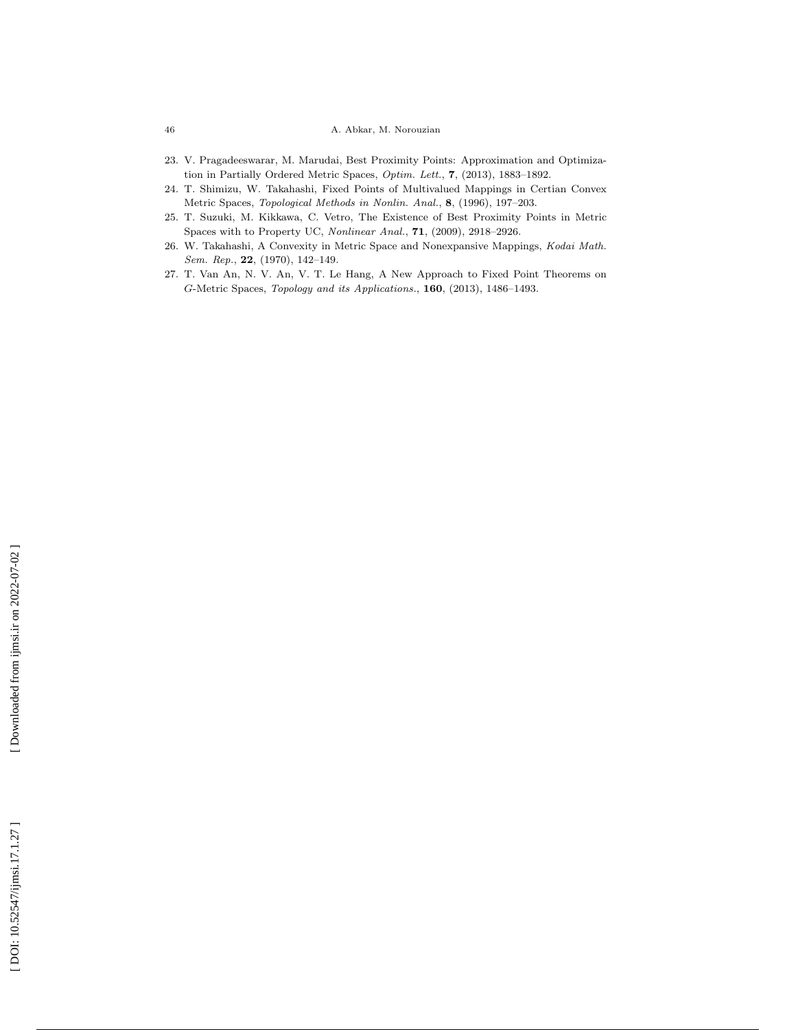23. V. Pragadeeswarar, M. Marudai, Best Proximity Points: Approximation and Optimization in Partially Ordered Metric Spaces, *Optim. Lett.*, **7**, (2013), 1883–1892.
24. T. Shimizu, W. Takahashi, Fixed Points of Multivalued Mappings in Certian Convex Metric Spaces, *Topological Methods in Nonlin. Anal.*, **8**, (1996), 197–203.
25. T. Suzuki, M. Kikkawa, C. Vetro, The Existence of Best Proximity Points in Metric Spaces with to Property UC, *Nonlinear Anal.*, **71**, (2009), 2918–2926.
26. W. Takahashi, A Convexity in Metric Space and Nonexpansive Mappings, *Kodai Math. Sem. Rep.*, **22**, (1970), 142–149.
27. T. Van An, N. V. An, V. T. Le Hang, A New Approach to Fixed Point Theorems on $G$-Metric Spaces, *Topology and its Applications.*, **160**, (2013), 1486–1493.